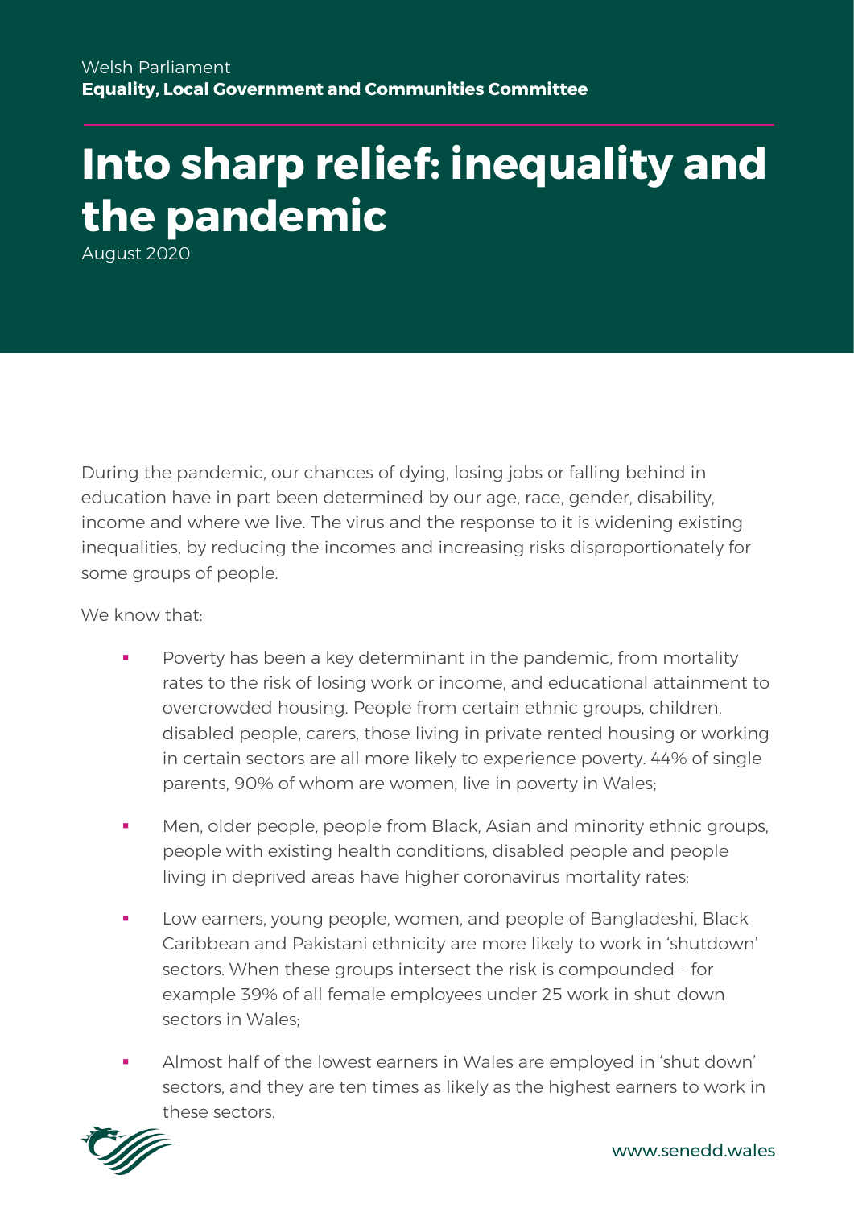Welsh Parliament
**Equality, Local Government and Communities Committee**

# Into sharp relief: inequality and the pandemic

August 2020

During the pandemic, our chances of dying, losing jobs or falling behind in education have in part been determined by our age, race, gender, disability, income and where we live. The virus and the response to it is widening existing inequalities, by reducing the incomes and increasing risks disproportionately for some groups of people.

We know that:

- Poverty has been a key determinant in the pandemic, from mortality rates to the risk of losing work or income, and educational attainment to overcrowded housing. People from certain ethnic groups, children, disabled people, carers, those living in private rented housing or working in certain sectors are all more likely to experience poverty. 44% of single parents, 90% of whom are women, live in poverty in Wales;

- Men, older people, people from Black, Asian and minority ethnic groups, people with existing health conditions, disabled people and people living in deprived areas have higher coronavirus mortality rates;

- Low earners, young people, women, and people of Bangladeshi, Black Caribbean and Pakistani ethnicity are more likely to work in 'shutdown' sectors. When these groups intersect the risk is compounded - for example 39% of all female employees under 25 work in shut-down sectors in Wales;

- Almost half of the lowest earners in Wales are employed in 'shut down' sectors, and they are ten times as likely as the highest earners to work in these sectors.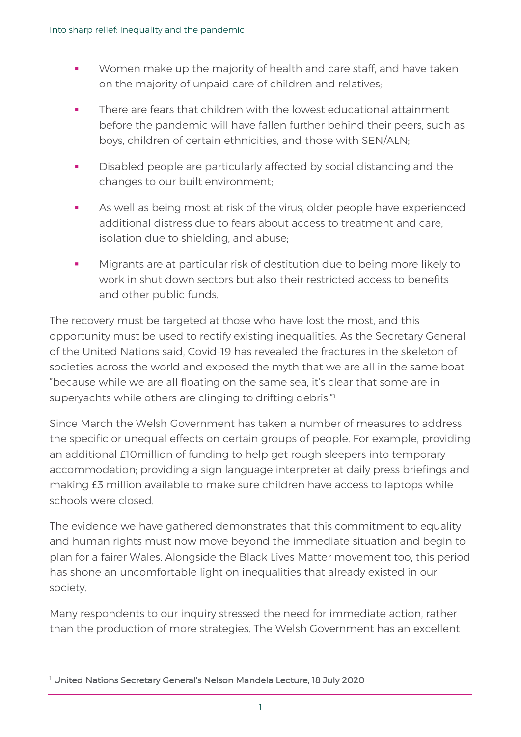- Women make up the majority of health and care staff, and have taken on the majority of unpaid care of children and relatives;
- There are fears that children with the lowest educational attainment before the pandemic will have fallen further behind their peers, such as boys, children of certain ethnicities, and those with SEN/ALN;
- Disabled people are particularly affected by social distancing and the changes to our built environment;
- As well as being most at risk of the virus, older people have experienced additional distress due to fears about access to treatment and care, isolation due to shielding, and abuse;
- Migrants are at particular risk of destitution due to being more likely to work in shut down sectors but also their restricted access to benefits and other public funds.

The recovery must be targeted at those who have lost the most, and this opportunity must be used to rectify existing inequalities. As the Secretary General of the United Nations said, Covid-19 has revealed the fractures in the skeleton of societies across the world and exposed the myth that we are all in the same boat "because while we are all floating on the same sea, it's clear that some are in superyachts while others are clinging to drifting debris."[1]

Since March the Welsh Government has taken a number of measures to address the specific or unequal effects on certain groups of people. For example, providing an additional £10million of funding to help get rough sleepers into temporary accommodation; providing a sign language interpreter at daily press briefings and making £3 million available to make sure children have access to laptops while schools were closed.

The evidence we have gathered demonstrates that this commitment to equality and human rights must now move beyond the immediate situation and begin to plan for a fairer Wales. Alongside the Black Lives Matter movement too, this period has shone an uncomfortable light on inequalities that already existed in our society.

Many respondents to our inquiry stressed the need for immediate action, rather than the production of more strategies. The Welsh Government has an excellent

[1] United Nations Secretary General's Nelson Mandela Lecture, 18 July 2020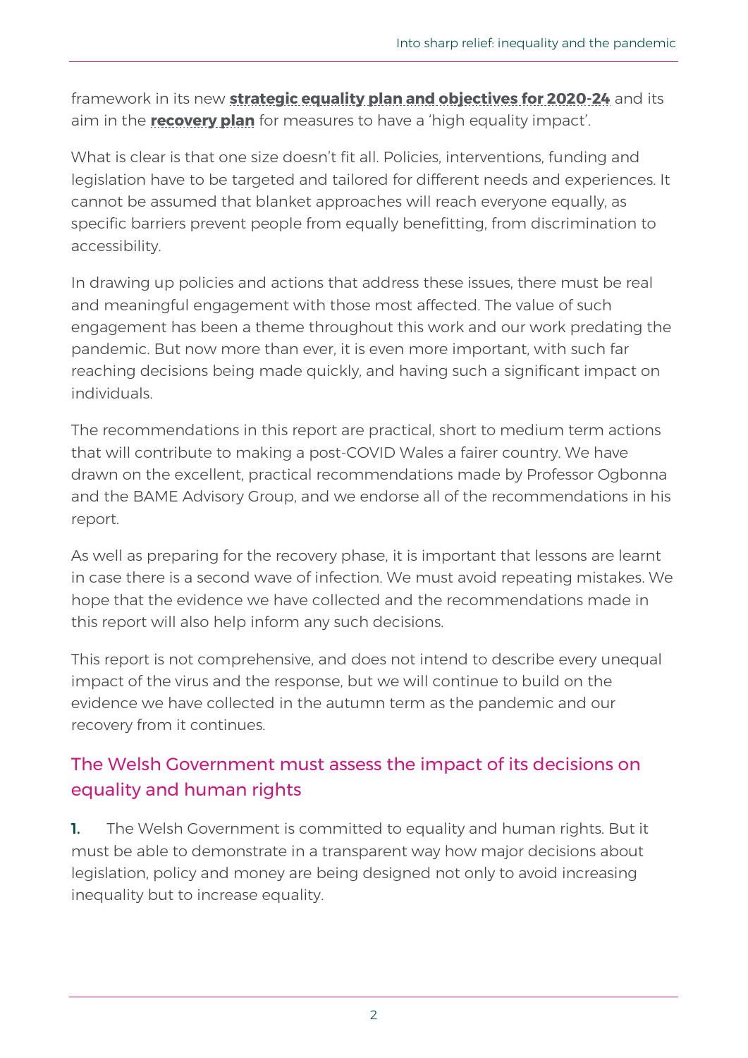framework in its new **strategic equality plan and objectives for 2020-24** and its aim in the **recovery plan** for measures to have a 'high equality impact'.

What is clear is that one size doesn't fit all. Policies, interventions, funding and legislation have to be targeted and tailored for different needs and experiences. It cannot be assumed that blanket approaches will reach everyone equally, as specific barriers prevent people from equally benefitting, from discrimination to accessibility.

In drawing up policies and actions that address these issues, there must be real and meaningful engagement with those most affected. The value of such engagement has been a theme throughout this work and our work predating the pandemic. But now more than ever, it is even more important, with such far reaching decisions being made quickly, and having such a significant impact on individuals.

The recommendations in this report are practical, short to medium term actions that will contribute to making a post-COVID Wales a fairer country. We have drawn on the excellent, practical recommendations made by Professor Ogbonna and the BAME Advisory Group, and we endorse all of the recommendations in his report.

As well as preparing for the recovery phase, it is important that lessons are learnt in case there is a second wave of infection. We must avoid repeating mistakes. We hope that the evidence we have collected and the recommendations made in this report will also help inform any such decisions.

This report is not comprehensive, and does not intend to describe every unequal impact of the virus and the response, but we will continue to build on the evidence we have collected in the autumn term as the pandemic and our recovery from it continues.

## The Welsh Government must assess the impact of its decisions on equality and human rights

**1.** The Welsh Government is committed to equality and human rights. But it must be able to demonstrate in a transparent way how major decisions about legislation, policy and money are being designed not only to avoid increasing inequality but to increase equality.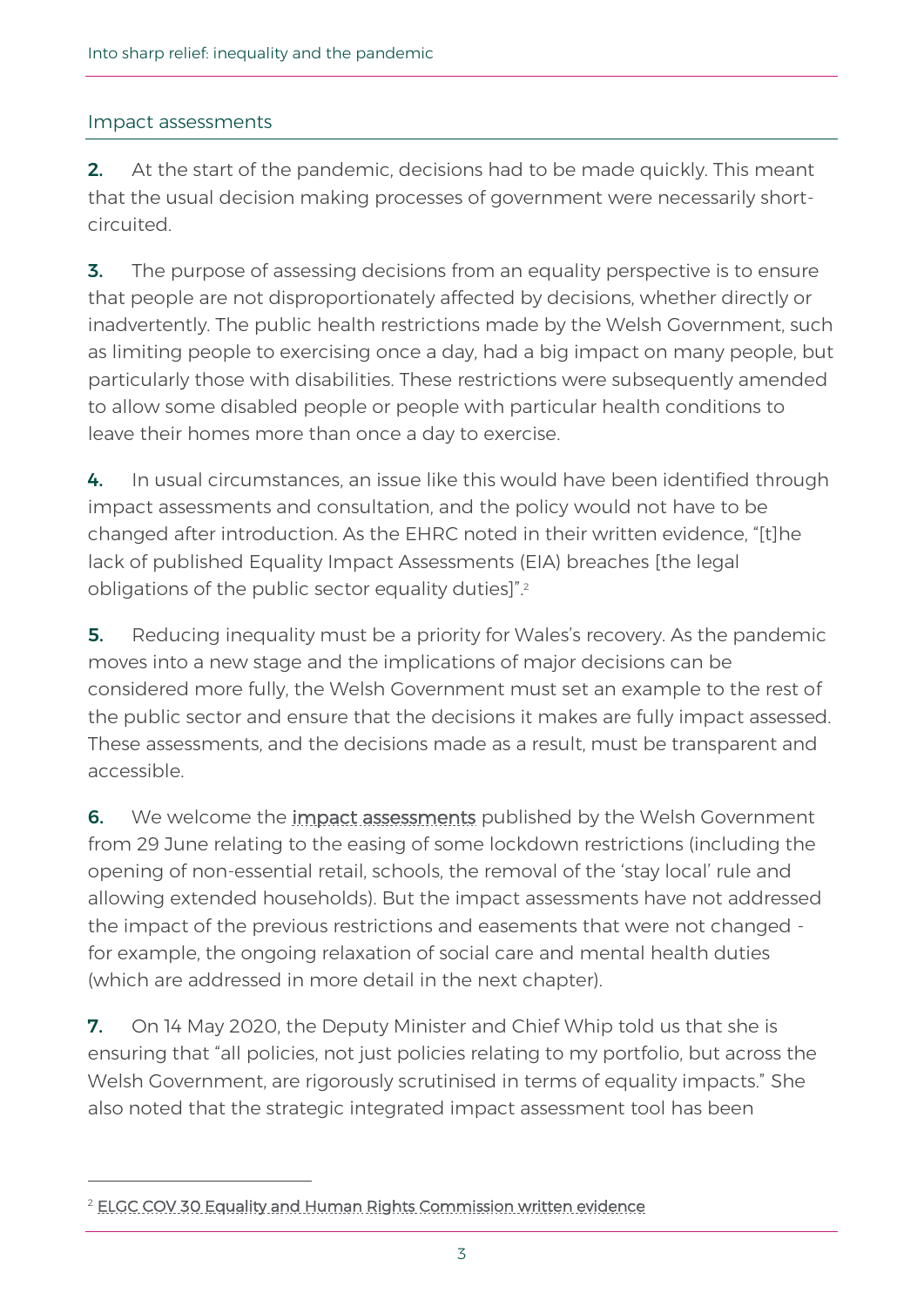## Impact assessments

**2.** At the start of the pandemic, decisions had to be made quickly. This meant that the usual decision making processes of government were necessarily short-circuited.

**3.** The purpose of assessing decisions from an equality perspective is to ensure that people are not disproportionately affected by decisions, whether directly or inadvertently. The public health restrictions made by the Welsh Government, such as limiting people to exercising once a day, had a big impact on many people, but particularly those with disabilities. These restrictions were subsequently amended to allow some disabled people or people with particular health conditions to leave their homes more than once a day to exercise.

**4.** In usual circumstances, an issue like this would have been identified through impact assessments and consultation, and the policy would not have to be changed after introduction. As the EHRC noted in their written evidence, "[t]he lack of published Equality Impact Assessments (EIA) breaches [the legal obligations of the public sector equality duties]".[2]

**5.** Reducing inequality must be a priority for Wales's recovery. As the pandemic moves into a new stage and the implications of major decisions can be considered more fully, the Welsh Government must set an example to the rest of the public sector and ensure that the decisions it makes are fully impact assessed. These assessments, and the decisions made as a result, must be transparent and accessible.

**6.** We welcome the impact assessments published by the Welsh Government from 29 June relating to the easing of some lockdown restrictions (including the opening of non-essential retail, schools, the removal of the 'stay local' rule and allowing extended households). But the impact assessments have not addressed the impact of the previous restrictions and easements that were not changed - for example, the ongoing relaxation of social care and mental health duties (which are addressed in more detail in the next chapter).

**7.** On 14 May 2020, the Deputy Minister and Chief Whip told us that she is ensuring that "all policies, not just policies relating to my portfolio, but across the Welsh Government, are rigorously scrutinised in terms of equality impacts." She also noted that the strategic integrated impact assessment tool has been

---

[2] ELGC COV 30 Equality and Human Rights Commission written evidence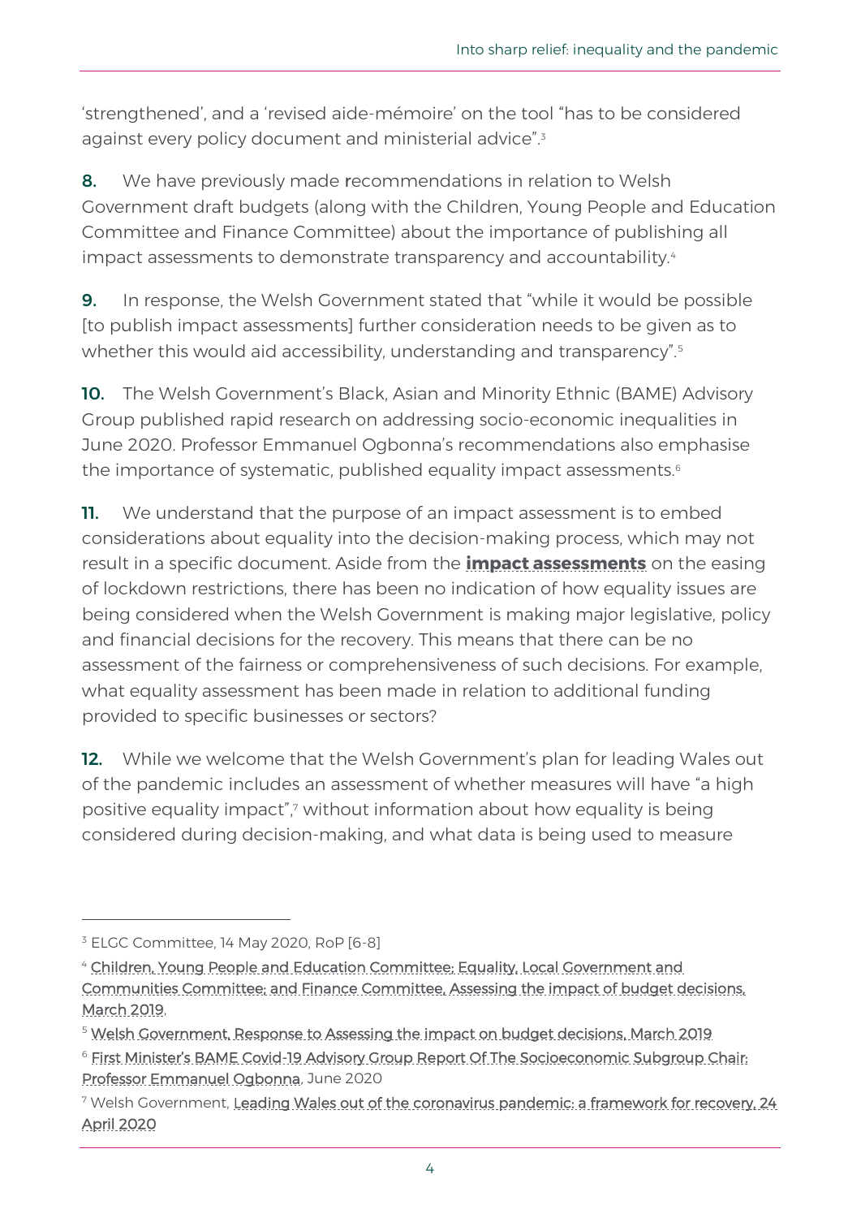'strengthened', and a 'revised aide-mémoire' on the tool "has to be considered against every policy document and ministerial advice".[3]

**8.** We have previously made recommendations in relation to Welsh Government draft budgets (along with the Children, Young People and Education Committee and Finance Committee) about the importance of publishing all impact assessments to demonstrate transparency and accountability.[4]

**9.** In response, the Welsh Government stated that "while it would be possible [to publish impact assessments] further consideration needs to be given as to whether this would aid accessibility, understanding and transparency".[5]

**10.** The Welsh Government's Black, Asian and Minority Ethnic (BAME) Advisory Group published rapid research on addressing socio-economic inequalities in June 2020. Professor Emmanuel Ogbonna's recommendations also emphasise the importance of systematic, published equality impact assessments.[6]

**11.** We understand that the purpose of an impact assessment is to embed considerations about equality into the decision-making process, which may not result in a specific document. Aside from the **impact assessments** on the easing of lockdown restrictions, there has been no indication of how equality issues are being considered when the Welsh Government is making major legislative, policy and financial decisions for the recovery. This means that there can be no assessment of the fairness or comprehensiveness of such decisions. For example, what equality assessment has been made in relation to additional funding provided to specific businesses or sectors?

**12.** While we welcome that the Welsh Government's plan for leading Wales out of the pandemic includes an assessment of whether measures will have "a high positive equality impact",[7] without information about how equality is being considered during decision-making, and what data is being used to measure

---

[3] ELGC Committee, 14 May 2020, RoP [6-8]

[4] Children, Young People and Education Committee; Equality, Local Government and Communities Committee; and Finance Committee, Assessing the impact of budget decisions, March 2019.

[5] Welsh Government, Response to Assessing the impact on budget decisions, March 2019

[6] First Minister's BAME Covid-19 Advisory Group Report Of The Socioeconomic Subgroup Chair: Professor Emmanuel Ogbonna, June 2020

[7] Welsh Government, Leading Wales out of the coronavirus pandemic: a framework for recovery, 24 April 2020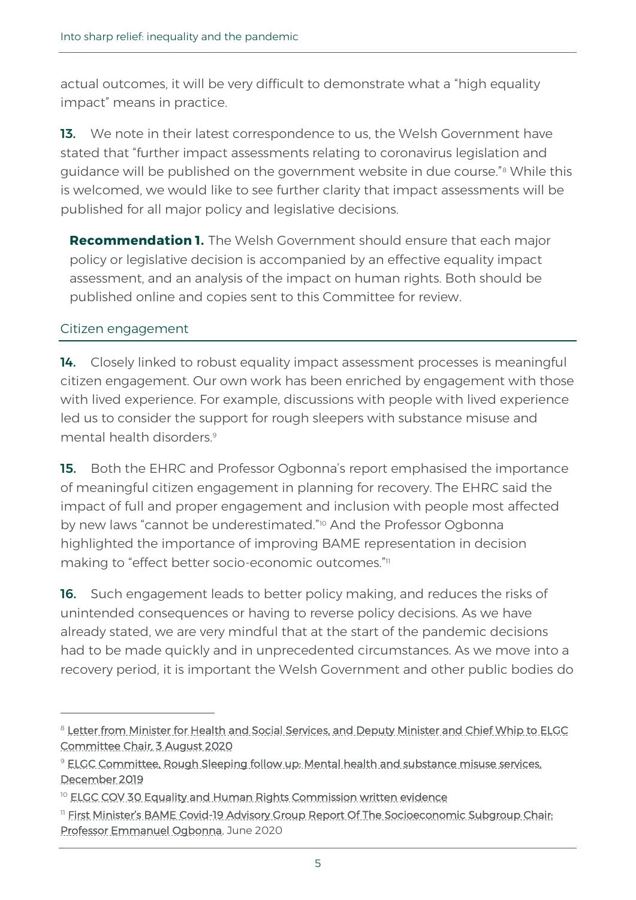actual outcomes, it will be very difficult to demonstrate what a "high equality impact" means in practice.

**13.** We note in their latest correspondence to us, the Welsh Government have stated that "further impact assessments relating to coronavirus legislation and guidance will be published on the government website in due course."[8] While this is welcomed, we would like to see further clarity that impact assessments will be published for all major policy and legislative decisions.

> **Recommendation 1.** The Welsh Government should ensure that each major policy or legislative decision is accompanied by an effective equality impact assessment, and an analysis of the impact on human rights. Both should be published online and copies sent to this Committee for review.

## Citizen engagement

**14.** Closely linked to robust equality impact assessment processes is meaningful citizen engagement. Our own work has been enriched by engagement with those with lived experience. For example, discussions with people with lived experience led us to consider the support for rough sleepers with substance misuse and mental health disorders.[9]

**15.** Both the EHRC and Professor Ogbonna's report emphasised the importance of meaningful citizen engagement in planning for recovery. The EHRC said the impact of full and proper engagement and inclusion with people most affected by new laws "cannot be underestimated."[10] And the Professor Ogbonna highlighted the importance of improving BAME representation in decision making to "effect better socio-economic outcomes."[11]

**16.** Such engagement leads to better policy making, and reduces the risks of unintended consequences or having to reverse policy decisions. As we have already stated, we are very mindful that at the start of the pandemic decisions had to be made quickly and in unprecedented circumstances. As we move into a recovery period, it is important the Welsh Government and other public bodies do

---

[8] Letter from Minister for Health and Social Services, and Deputy Minister and Chief Whip to ELGC Committee Chair, 3 August 2020

[9] ELGC Committee, Rough Sleeping follow up: Mental health and substance misuse services, December 2019

[10] ELGC COV 30 Equality and Human Rights Commission written evidence

[11] First Minister's BAME Covid-19 Advisory Group Report Of The Socioeconomic Subgroup Chair: Professor Emmanuel Ogbonna, June 2020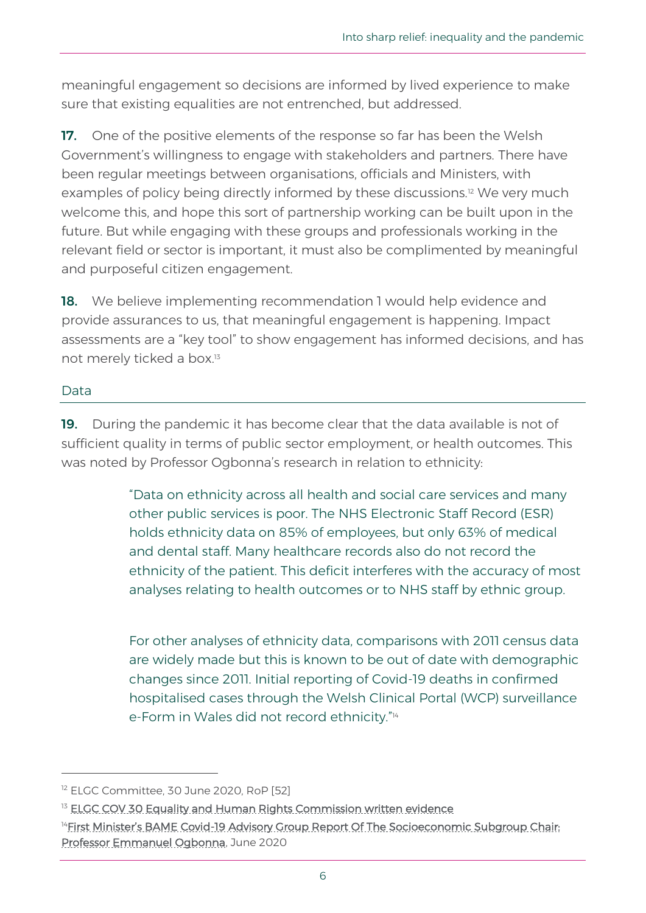meaningful engagement so decisions are informed by lived experience to make sure that existing equalities are not entrenched, but addressed.

**17.** One of the positive elements of the response so far has been the Welsh Government's willingness to engage with stakeholders and partners. There have been regular meetings between organisations, officials and Ministers, with examples of policy being directly informed by these discussions.[12] We very much welcome this, and hope this sort of partnership working can be built upon in the future. But while engaging with these groups and professionals working in the relevant field or sector is important, it must also be complimented by meaningful and purposeful citizen engagement.

**18.** We believe implementing recommendation 1 would help evidence and provide assurances to us, that meaningful engagement is happening. Impact assessments are a "key tool" to show engagement has informed decisions, and has not merely ticked a box.[13]

## Data

**19.** During the pandemic it has become clear that the data available is not of sufficient quality in terms of public sector employment, or health outcomes. This was noted by Professor Ogbonna's research in relation to ethnicity:

> "Data on ethnicity across all health and social care services and many other public services is poor. The NHS Electronic Staff Record (ESR) holds ethnicity data on 85% of employees, but only 63% of medical and dental staff. Many healthcare records also do not record the ethnicity of the patient. This deficit interferes with the accuracy of most analyses relating to health outcomes or to NHS staff by ethnic group.
>
> For other analyses of ethnicity data, comparisons with 2011 census data are widely made but this is known to be out of date with demographic changes since 2011. Initial reporting of Covid-19 deaths in confirmed hospitalised cases through the Welsh Clinical Portal (WCP) surveillance e-Form in Wales did not record ethnicity."[14]

---

[12] ELGC Committee, 30 June 2020, RoP [52]

[13] ELGC COV 30 Equality and Human Rights Commission written evidence

[14] First Minister's BAME Covid-19 Advisory Group Report Of The Socioeconomic Subgroup Chair: Professor Emmanuel Ogbonna, June 2020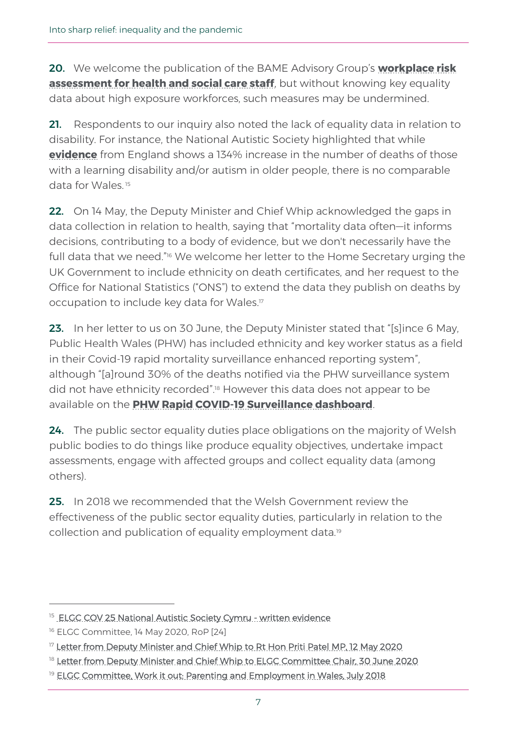**20.** We welcome the publication of the BAME Advisory Group's **workplace risk assessment for health and social care staff**, but without knowing key equality data about high exposure workforces, such measures may be undermined.

**21.** Respondents to our inquiry also noted the lack of equality data in relation to disability. For instance, the National Autistic Society highlighted that while **evidence** from England shows a 134% increase in the number of deaths of those with a learning disability and/or autism in older people, there is no comparable data for Wales.[15]

**22.** On 14 May, the Deputy Minister and Chief Whip acknowledged the gaps in data collection in relation to health, saying that "mortality data often—it informs decisions, contributing to a body of evidence, but we don't necessarily have the full data that we need."[16] We welcome her letter to the Home Secretary urging the UK Government to include ethnicity on death certificates, and her request to the Office for National Statistics ("ONS") to extend the data they publish on deaths by occupation to include key data for Wales.[17]

**23.** In her letter to us on 30 June, the Deputy Minister stated that "[s]ince 6 May, Public Health Wales (PHW) has included ethnicity and key worker status as a field in their Covid-19 rapid mortality surveillance enhanced reporting system", although "[a]round 30% of the deaths notified via the PHW surveillance system did not have ethnicity recorded".[18] However this data does not appear to be available on the **PHW Rapid COVID-19 Surveillance dashboard**.

**24.** The public sector equality duties place obligations on the majority of Welsh public bodies to do things like produce equality objectives, undertake impact assessments, engage with affected groups and collect equality data (among others).

**25.** In 2018 we recommended that the Welsh Government review the effectiveness of the public sector equality duties, particularly in relation to the collection and publication of equality employment data.[19]

---

[15] ELGC COV 25 National Autistic Society Cymru - written evidence

[16] ELGC Committee, 14 May 2020, RoP [24]

[17] Letter from Deputy Minister and Chief Whip to Rt Hon Priti Patel MP, 12 May 2020

[18] Letter from Deputy Minister and Chief Whip to ELGC Committee Chair, 30 June 2020

[19] ELGC Committee, Work it out: Parenting and Employment in Wales, July 2018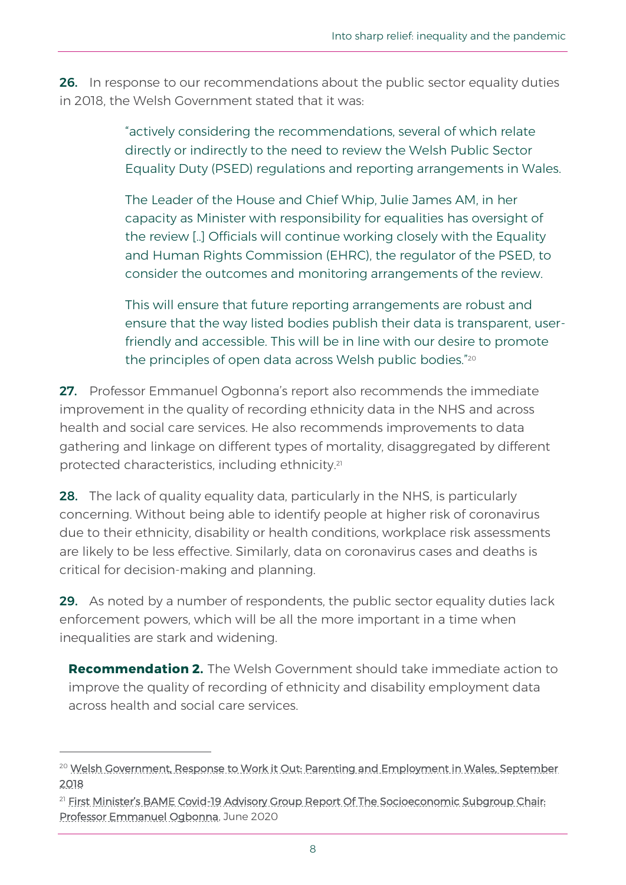**26.** In response to our recommendations about the public sector equality duties in 2018, the Welsh Government stated that it was:

> "actively considering the recommendations, several of which relate directly or indirectly to the need to review the Welsh Public Sector Equality Duty (PSED) regulations and reporting arrangements in Wales.
>
> The Leader of the House and Chief Whip, Julie James AM, in her capacity as Minister with responsibility for equalities has oversight of the review [..] Officials will continue working closely with the Equality and Human Rights Commission (EHRC), the regulator of the PSED, to consider the outcomes and monitoring arrangements of the review.
>
> This will ensure that future reporting arrangements are robust and ensure that the way listed bodies publish their data is transparent, user-friendly and accessible. This will be in line with our desire to promote the principles of open data across Welsh public bodies."[20]

**27.** Professor Emmanuel Ogbonna's report also recommends the immediate improvement in the quality of recording ethnicity data in the NHS and across health and social care services. He also recommends improvements to data gathering and linkage on different types of mortality, disaggregated by different protected characteristics, including ethnicity.[21]

**28.** The lack of quality equality data, particularly in the NHS, is particularly concerning. Without being able to identify people at higher risk of coronavirus due to their ethnicity, disability or health conditions, workplace risk assessments are likely to be less effective. Similarly, data on coronavirus cases and deaths is critical for decision-making and planning.

**29.** As noted by a number of respondents, the public sector equality duties lack enforcement powers, which will be all the more important in a time when inequalities are stark and widening.

**Recommendation 2.** The Welsh Government should take immediate action to improve the quality of recording of ethnicity and disability employment data across health and social care services.

---

[20] Welsh Government, Response to Work it Out: Parenting and Employment in Wales, September 2018

[21] First Minister's BAME Covid-19 Advisory Group Report Of The Socioeconomic Subgroup Chair: Professor Emmanuel Ogbonna, June 2020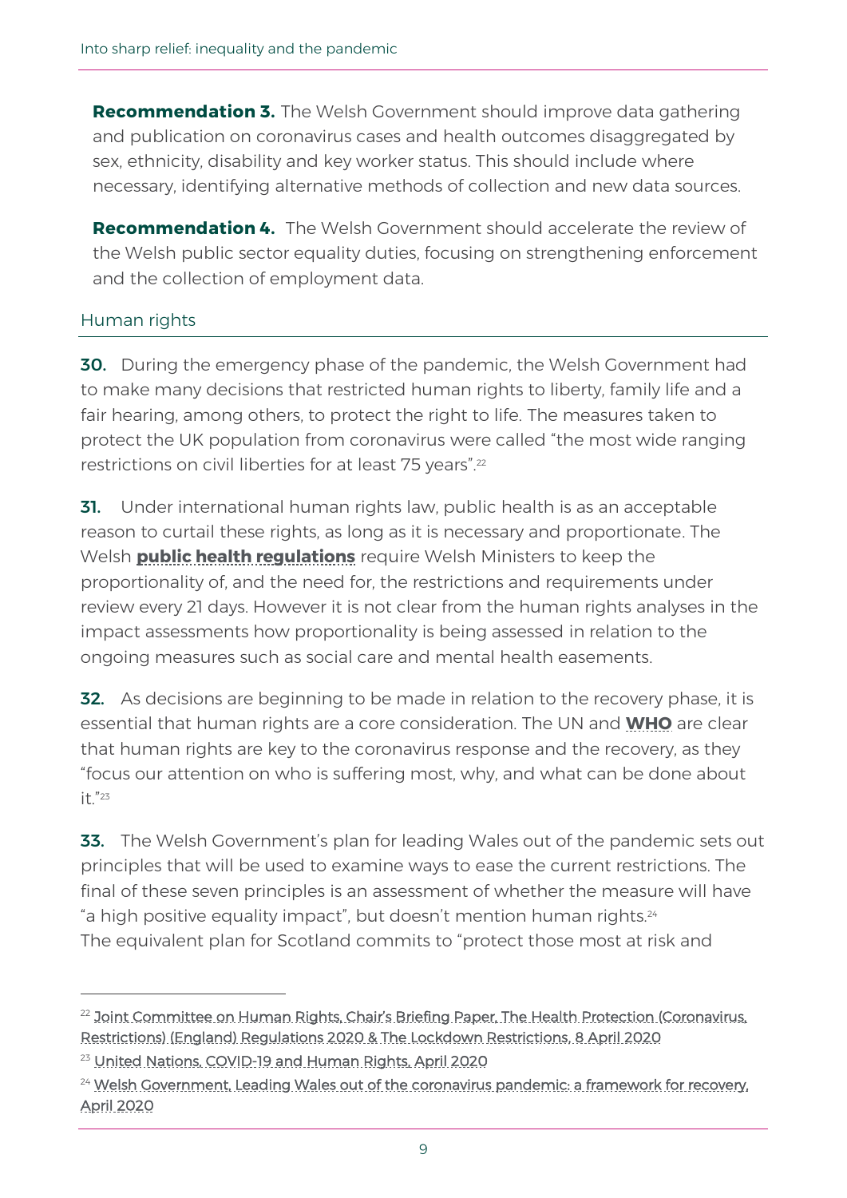**Recommendation 3.** The Welsh Government should improve data gathering and publication on coronavirus cases and health outcomes disaggregated by sex, ethnicity, disability and key worker status. This should include where necessary, identifying alternative methods of collection and new data sources.

**Recommendation 4.** The Welsh Government should accelerate the review of the Welsh public sector equality duties, focusing on strengthening enforcement and the collection of employment data.

## Human rights

**30.** During the emergency phase of the pandemic, the Welsh Government had to make many decisions that restricted human rights to liberty, family life and a fair hearing, among others, to protect the right to life. The measures taken to protect the UK population from coronavirus were called "the most wide ranging restrictions on civil liberties for at least 75 years".[22]

**31.** Under international human rights law, public health is as an acceptable reason to curtail these rights, as long as it is necessary and proportionate. The Welsh **public health regulations** require Welsh Ministers to keep the proportionality of, and the need for, the restrictions and requirements under review every 21 days. However it is not clear from the human rights analyses in the impact assessments how proportionality is being assessed in relation to the ongoing measures such as social care and mental health easements.

**32.** As decisions are beginning to be made in relation to the recovery phase, it is essential that human rights are a core consideration. The UN and **WHO** are clear that human rights are key to the coronavirus response and the recovery, as they "focus our attention on who is suffering most, why, and what can be done about it."[23]

**33.** The Welsh Government's plan for leading Wales out of the pandemic sets out principles that will be used to examine ways to ease the current restrictions. The final of these seven principles is an assessment of whether the measure will have "a high positive equality impact", but doesn't mention human rights.[24] The equivalent plan for Scotland commits to "protect those most at risk and

[22] Joint Committee on Human Rights, Chair's Briefing Paper, The Health Protection (Coronavirus, Restrictions) (England) Regulations 2020 & The Lockdown Restrictions, 8 April 2020

[23] United Nations, COVID-19 and Human Rights, April 2020

[24] Welsh Government, Leading Wales out of the coronavirus pandemic: a framework for recovery, April 2020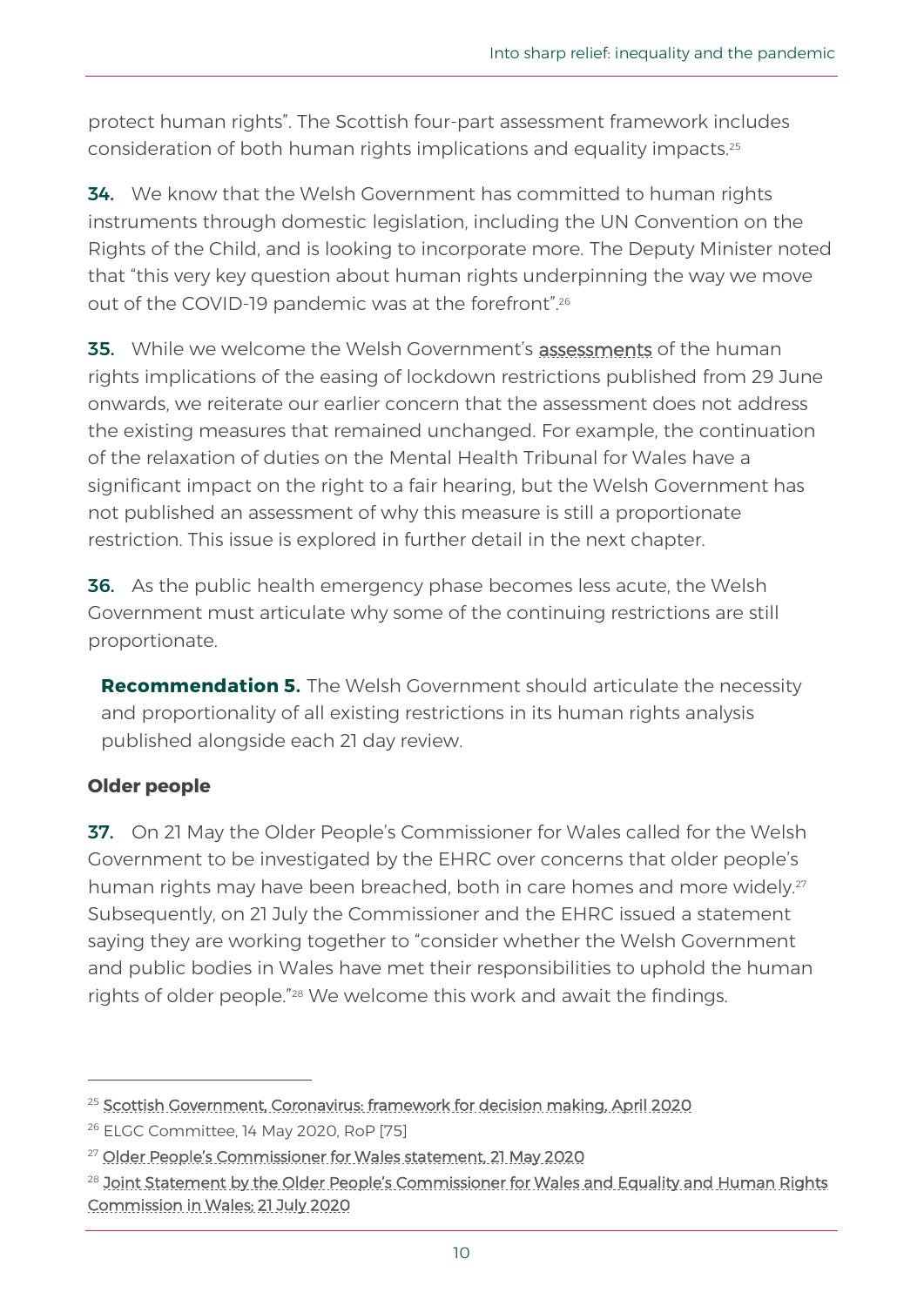protect human rights". The Scottish four-part assessment framework includes consideration of both human rights implications and equality impacts.[25]

**34.** We know that the Welsh Government has committed to human rights instruments through domestic legislation, including the UN Convention on the Rights of the Child, and is looking to incorporate more. The Deputy Minister noted that "this very key question about human rights underpinning the way we move out of the COVID-19 pandemic was at the forefront".[26]

**35.** While we welcome the Welsh Government's assessments of the human rights implications of the easing of lockdown restrictions published from 29 June onwards, we reiterate our earlier concern that the assessment does not address the existing measures that remained unchanged. For example, the continuation of the relaxation of duties on the Mental Health Tribunal for Wales have a significant impact on the right to a fair hearing, but the Welsh Government has not published an assessment of why this measure is still a proportionate restriction. This issue is explored in further detail in the next chapter.

**36.** As the public health emergency phase becomes less acute, the Welsh Government must articulate why some of the continuing restrictions are still proportionate.

> **Recommendation 5.** The Welsh Government should articulate the necessity and proportionality of all existing restrictions in its human rights analysis published alongside each 21 day review.

### Older people

**37.** On 21 May the Older People's Commissioner for Wales called for the Welsh Government to be investigated by the EHRC over concerns that older people's human rights may have been breached, both in care homes and more widely.[27] Subsequently, on 21 July the Commissioner and the EHRC issued a statement saying they are working together to "consider whether the Welsh Government and public bodies in Wales have met their responsibilities to uphold the human rights of older people."[28] We welcome this work and await the findings.

---

[25] Scottish Government, Coronavirus: framework for decision making, April 2020

[26] ELGC Committee, 14 May 2020, RoP [75]

[27] Older People's Commissioner for Wales statement, 21 May 2020

[28] Joint Statement by the Older People's Commissioner for Wales and Equality and Human Rights Commission in Wales; 21 July 2020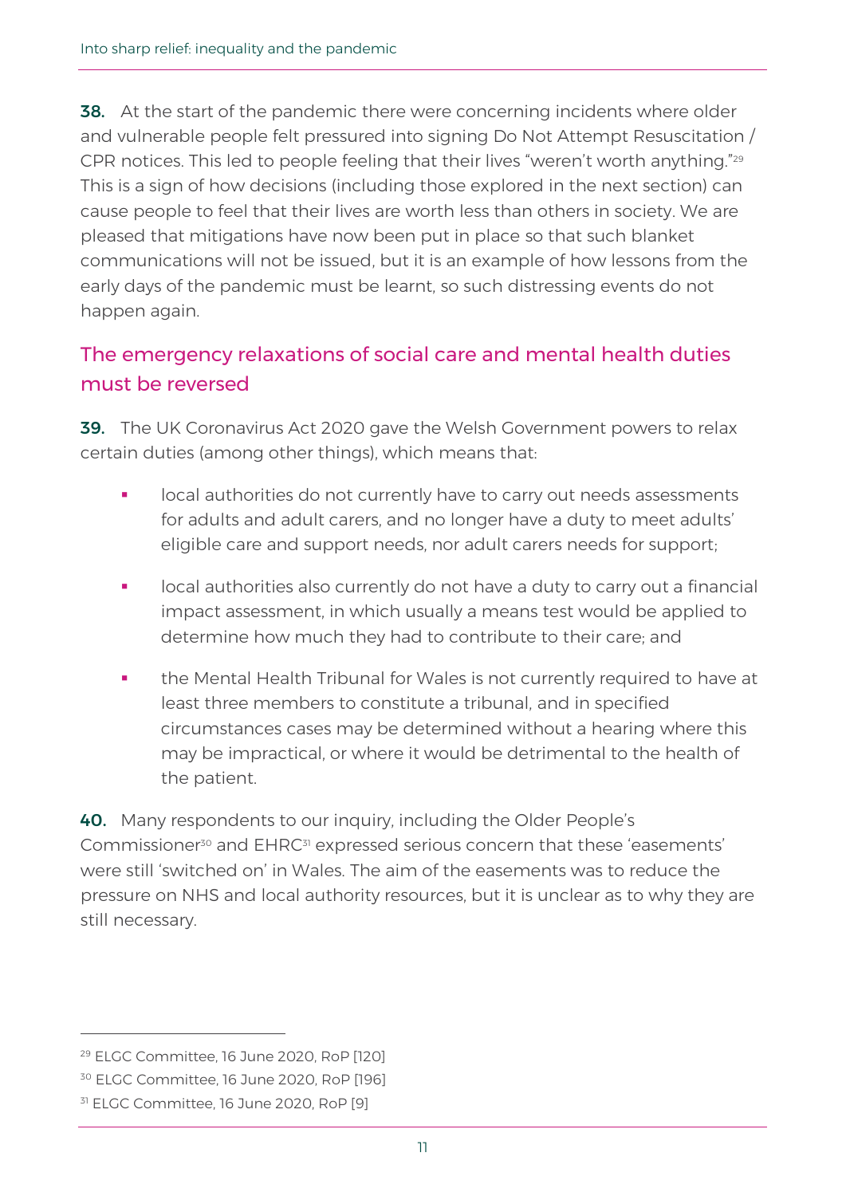**38.** At the start of the pandemic there were concerning incidents where older and vulnerable people felt pressured into signing Do Not Attempt Resuscitation / CPR notices. This led to people feeling that their lives "weren't worth anything."[29] This is a sign of how decisions (including those explored in the next section) can cause people to feel that their lives are worth less than others in society. We are pleased that mitigations have now been put in place so that such blanket communications will not be issued, but it is an example of how lessons from the early days of the pandemic must be learnt, so such distressing events do not happen again.

## The emergency relaxations of social care and mental health duties must be reversed

**39.** The UK Coronavirus Act 2020 gave the Welsh Government powers to relax certain duties (among other things), which means that:

- local authorities do not currently have to carry out needs assessments for adults and adult carers, and no longer have a duty to meet adults' eligible care and support needs, nor adult carers needs for support;
- local authorities also currently do not have a duty to carry out a financial impact assessment, in which usually a means test would be applied to determine how much they had to contribute to their care; and
- the Mental Health Tribunal for Wales is not currently required to have at least three members to constitute a tribunal, and in specified circumstances cases may be determined without a hearing where this may be impractical, or where it would be detrimental to the health of the patient.

**40.** Many respondents to our inquiry, including the Older People's Commissioner[30] and EHRC[31] expressed serious concern that these 'easements' were still 'switched on' in Wales. The aim of the easements was to reduce the pressure on NHS and local authority resources, but it is unclear as to why they are still necessary.

---

[29] ELGC Committee, 16 June 2020, RoP [120]

[30] ELGC Committee, 16 June 2020, RoP [196]

[31] ELGC Committee, 16 June 2020, RoP [9]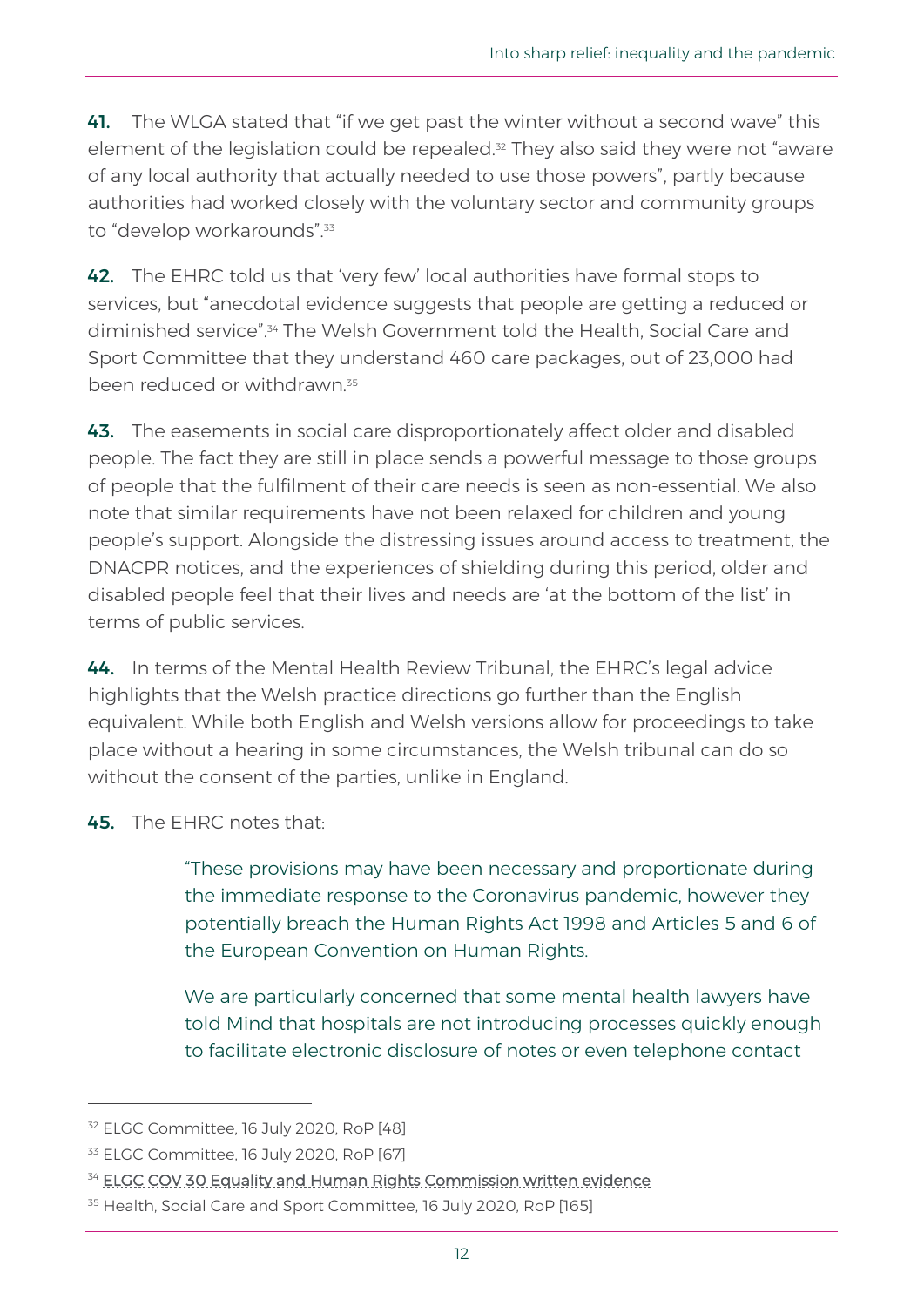**41.** The WLGA stated that "if we get past the winter without a second wave" this element of the legislation could be repealed.[32] They also said they were not "aware of any local authority that actually needed to use those powers", partly because authorities had worked closely with the voluntary sector and community groups to "develop workarounds".[33]

**42.** The EHRC told us that 'very few' local authorities have formal stops to services, but "anecdotal evidence suggests that people are getting a reduced or diminished service".[34] The Welsh Government told the Health, Social Care and Sport Committee that they understand 460 care packages, out of 23,000 had been reduced or withdrawn.[35]

**43.** The easements in social care disproportionately affect older and disabled people. The fact they are still in place sends a powerful message to those groups of people that the fulfilment of their care needs is seen as non-essential. We also note that similar requirements have not been relaxed for children and young people's support. Alongside the distressing issues around access to treatment, the DNACPR notices, and the experiences of shielding during this period, older and disabled people feel that their lives and needs are 'at the bottom of the list' in terms of public services.

**44.** In terms of the Mental Health Review Tribunal, the EHRC's legal advice highlights that the Welsh practice directions go further than the English equivalent. While both English and Welsh versions allow for proceedings to take place without a hearing in some circumstances, the Welsh tribunal can do so without the consent of the parties, unlike in England.

**45.** The EHRC notes that:

> "These provisions may have been necessary and proportionate during the immediate response to the Coronavirus pandemic, however they potentially breach the Human Rights Act 1998 and Articles 5 and 6 of the European Convention on Human Rights.
>
> We are particularly concerned that some mental health lawyers have told Mind that hospitals are not introducing processes quickly enough to facilitate electronic disclosure of notes or even telephone contact

---

[32] ELGC Committee, 16 July 2020, RoP [48]

[33] ELGC Committee, 16 July 2020, RoP [67]

[34] ELGC COV 30 Equality and Human Rights Commission written evidence

[35] Health, Social Care and Sport Committee, 16 July 2020, RoP [165]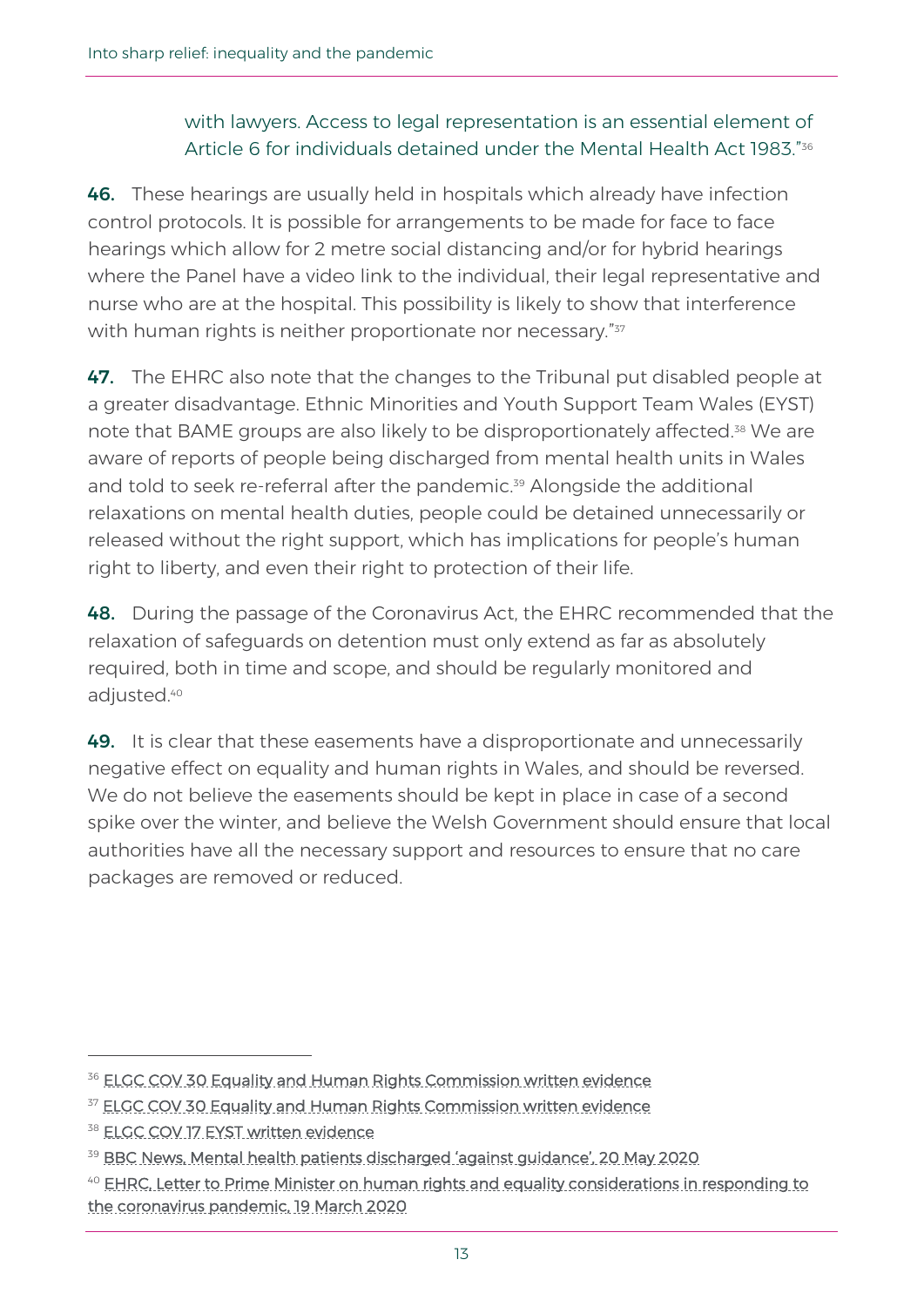with lawyers. Access to legal representation is an essential element of Article 6 for individuals detained under the Mental Health Act 1983."[36]

**46.** These hearings are usually held in hospitals which already have infection control protocols. It is possible for arrangements to be made for face to face hearings which allow for 2 metre social distancing and/or for hybrid hearings where the Panel have a video link to the individual, their legal representative and nurse who are at the hospital. This possibility is likely to show that interference with human rights is neither proportionate nor necessary."[37]

**47.** The EHRC also note that the changes to the Tribunal put disabled people at a greater disadvantage. Ethnic Minorities and Youth Support Team Wales (EYST) note that BAME groups are also likely to be disproportionately affected.[38] We are aware of reports of people being discharged from mental health units in Wales and told to seek re-referral after the pandemic.[39] Alongside the additional relaxations on mental health duties, people could be detained unnecessarily or released without the right support, which has implications for people's human right to liberty, and even their right to protection of their life.

**48.** During the passage of the Coronavirus Act, the EHRC recommended that the relaxation of safeguards on detention must only extend as far as absolutely required, both in time and scope, and should be regularly monitored and adjusted.[40]

**49.** It is clear that these easements have a disproportionate and unnecessarily negative effect on equality and human rights in Wales, and should be reversed. We do not believe the easements should be kept in place in case of a second spike over the winter, and believe the Welsh Government should ensure that local authorities have all the necessary support and resources to ensure that no care packages are removed or reduced.

---

[36] ELGC COV 30 Equality and Human Rights Commission written evidence

[37] ELGC COV 30 Equality and Human Rights Commission written evidence

[38] ELGC COV 17 EYST written evidence

[39] BBC News, Mental health patients discharged 'against guidance', 20 May 2020

[40] EHRC, Letter to Prime Minister on human rights and equality considerations in responding to the coronavirus pandemic, 19 March 2020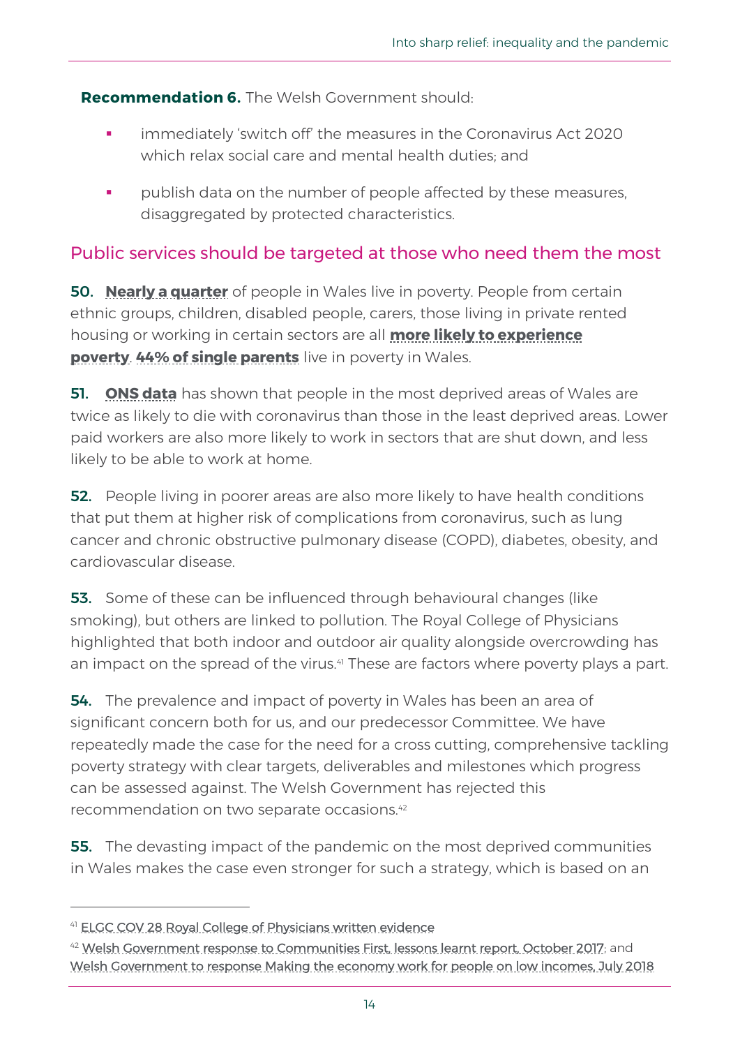**Recommendation 6.** The Welsh Government should:

- immediately 'switch off' the measures in the Coronavirus Act 2020 which relax social care and mental health duties; and
- publish data on the number of people affected by these measures, disaggregated by protected characteristics.

## Public services should be targeted at those who need them the most

**50.** **Nearly a quarter** of people in Wales live in poverty. People from certain ethnic groups, children, disabled people, carers, those living in private rented housing or working in certain sectors are all **more likely to experience poverty**. **44% of single parents** live in poverty in Wales.

**51.** **ONS data** has shown that people in the most deprived areas of Wales are twice as likely to die with coronavirus than those in the least deprived areas. Lower paid workers are also more likely to work in sectors that are shut down, and less likely to be able to work at home.

**52.** People living in poorer areas are also more likely to have health conditions that put them at higher risk of complications from coronavirus, such as lung cancer and chronic obstructive pulmonary disease (COPD), diabetes, obesity, and cardiovascular disease.

**53.** Some of these can be influenced through behavioural changes (like smoking), but others are linked to pollution. The Royal College of Physicians highlighted that both indoor and outdoor air quality alongside overcrowding has an impact on the spread of the virus.[41] These are factors where poverty plays a part.

**54.** The prevalence and impact of poverty in Wales has been an area of significant concern both for us, and our predecessor Committee. We have repeatedly made the case for the need for a cross cutting, comprehensive tackling poverty strategy with clear targets, deliverables and milestones which progress can be assessed against. The Welsh Government has rejected this recommendation on two separate occasions.[42]

**55.** The devasting impact of the pandemic on the most deprived communities in Wales makes the case even stronger for such a strategy, which is based on an

---

[41] ELGC COV 28 Royal College of Physicians written evidence

[42] Welsh Government response to Communities First, lessons learnt report, October 2017; and Welsh Government to response Making the economy work for people on low incomes, July 2018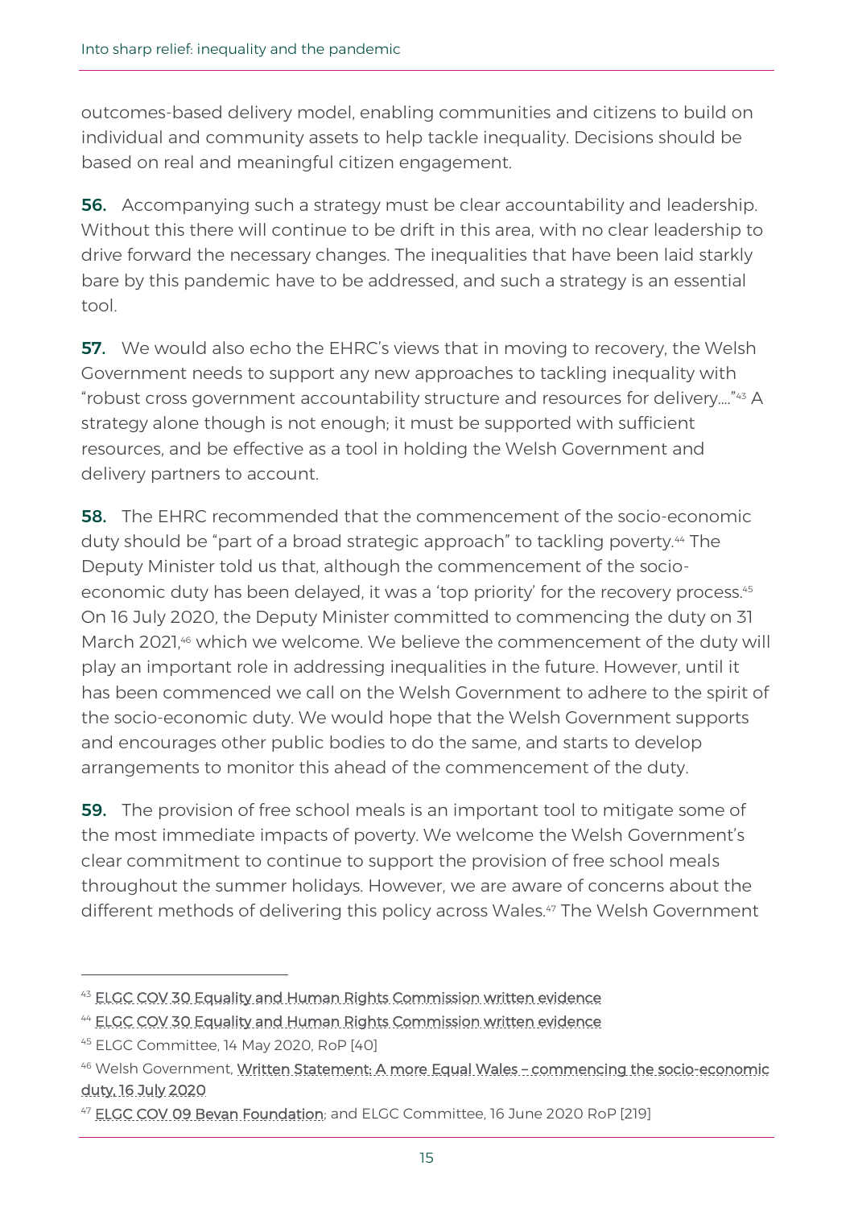outcomes-based delivery model, enabling communities and citizens to build on individual and community assets to help tackle inequality. Decisions should be based on real and meaningful citizen engagement.

**56.** Accompanying such a strategy must be clear accountability and leadership. Without this there will continue to be drift in this area, with no clear leadership to drive forward the necessary changes. The inequalities that have been laid starkly bare by this pandemic have to be addressed, and such a strategy is an essential tool.

**57.** We would also echo the EHRC's views that in moving to recovery, the Welsh Government needs to support any new approaches to tackling inequality with "robust cross government accountability structure and resources for delivery…."[43] A strategy alone though is not enough; it must be supported with sufficient resources, and be effective as a tool in holding the Welsh Government and delivery partners to account.

**58.** The EHRC recommended that the commencement of the socio-economic duty should be "part of a broad strategic approach" to tackling poverty.[44] The Deputy Minister told us that, although the commencement of the socio-economic duty has been delayed, it was a 'top priority' for the recovery process.[45] On 16 July 2020, the Deputy Minister committed to commencing the duty on 31 March 2021,[46] which we welcome. We believe the commencement of the duty will play an important role in addressing inequalities in the future. However, until it has been commenced we call on the Welsh Government to adhere to the spirit of the socio-economic duty. We would hope that the Welsh Government supports and encourages other public bodies to do the same, and starts to develop arrangements to monitor this ahead of the commencement of the duty.

**59.** The provision of free school meals is an important tool to mitigate some of the most immediate impacts of poverty. We welcome the Welsh Government's clear commitment to continue to support the provision of free school meals throughout the summer holidays. However, we are aware of concerns about the different methods of delivering this policy across Wales.[47] The Welsh Government

---

[43] ELGC COV 30 Equality and Human Rights Commission written evidence

[44] ELGC COV 30 Equality and Human Rights Commission written evidence

[45] ELGC Committee, 14 May 2020, RoP [40]

[46] Welsh Government, Written Statement: A more Equal Wales – commencing the socio-economic duty, 16 July 2020

[47] ELGC COV 09 Bevan Foundation; and ELGC Committee, 16 June 2020 RoP [219]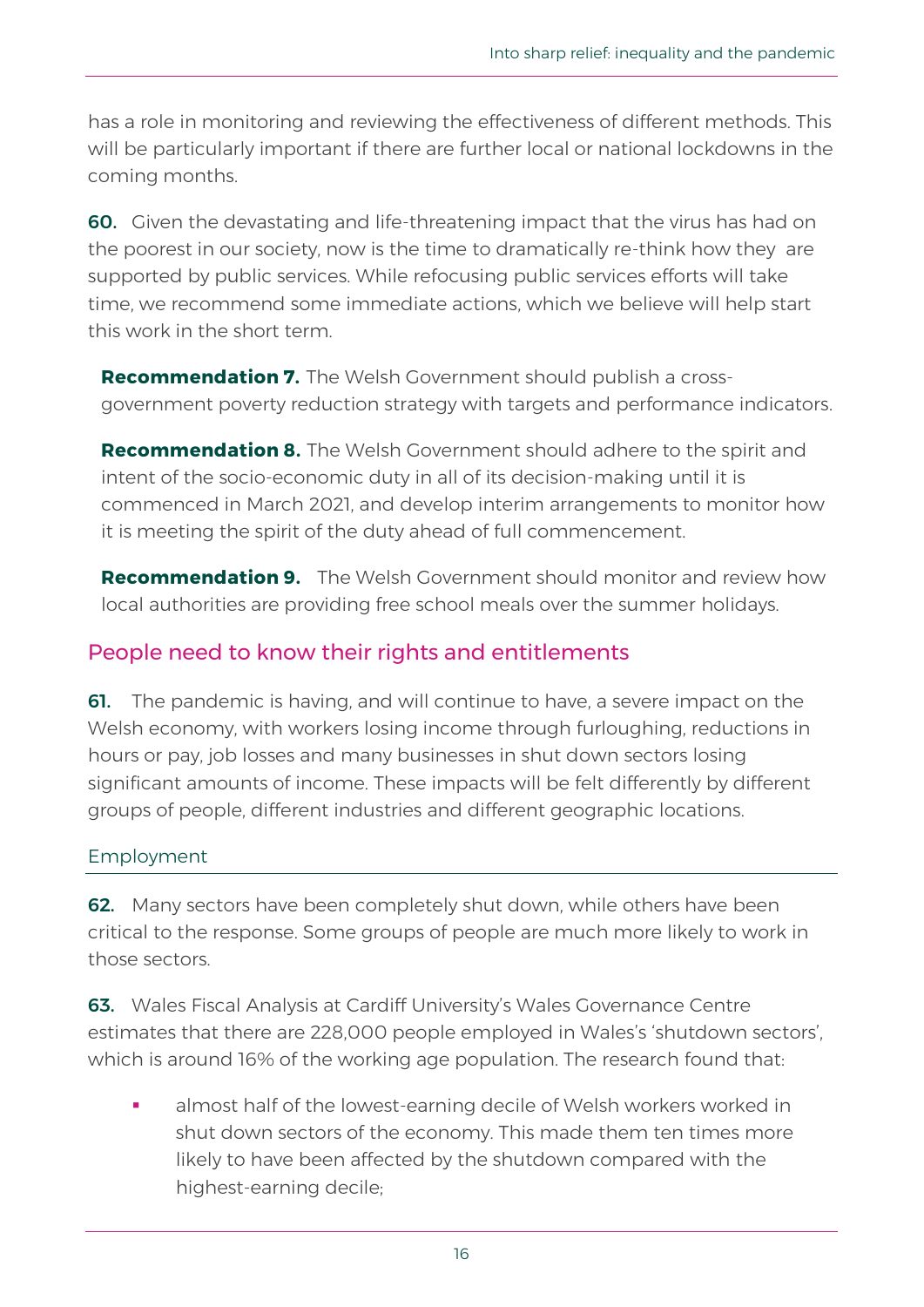has a role in monitoring and reviewing the effectiveness of different methods. This will be particularly important if there are further local or national lockdowns in the coming months.

**60.** Given the devastating and life-threatening impact that the virus has had on the poorest in our society, now is the time to dramatically re-think how they are supported by public services. While refocusing public services efforts will take time, we recommend some immediate actions, which we believe will help start this work in the short term.

**Recommendation 7.** The Welsh Government should publish a cross-government poverty reduction strategy with targets and performance indicators.

**Recommendation 8.** The Welsh Government should adhere to the spirit and intent of the socio-economic duty in all of its decision-making until it is commenced in March 2021, and develop interim arrangements to monitor how it is meeting the spirit of the duty ahead of full commencement.

**Recommendation 9.** The Welsh Government should monitor and review how local authorities are providing free school meals over the summer holidays.

## People need to know their rights and entitlements

**61.** The pandemic is having, and will continue to have, a severe impact on the Welsh economy, with workers losing income through furloughing, reductions in hours or pay, job losses and many businesses in shut down sectors losing significant amounts of income. These impacts will be felt differently by different groups of people, different industries and different geographic locations.

### Employment

**62.** Many sectors have been completely shut down, while others have been critical to the response. Some groups of people are much more likely to work in those sectors.

**63.** Wales Fiscal Analysis at Cardiff University's Wales Governance Centre estimates that there are 228,000 people employed in Wales's 'shutdown sectors', which is around 16% of the working age population. The research found that:

- almost half of the lowest-earning decile of Welsh workers worked in shut down sectors of the economy. This made them ten times more likely to have been affected by the shutdown compared with the highest-earning decile;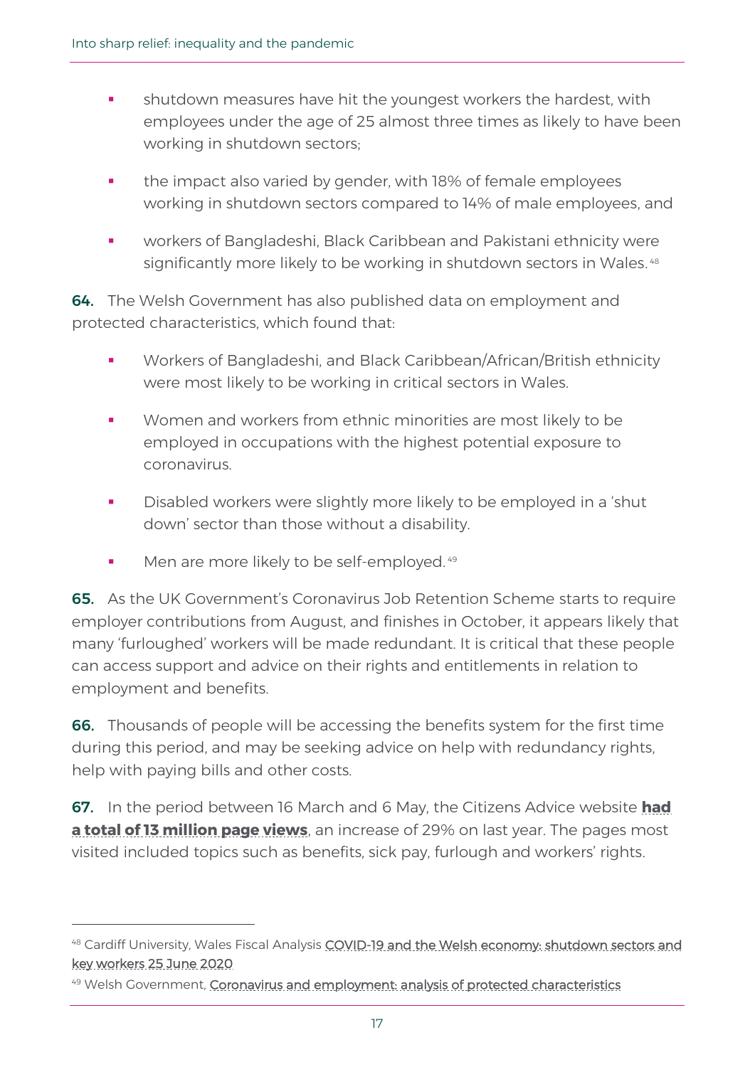- shutdown measures have hit the youngest workers the hardest, with employees under the age of 25 almost three times as likely to have been working in shutdown sectors;
- the impact also varied by gender, with 18% of female employees working in shutdown sectors compared to 14% of male employees, and
- workers of Bangladeshi, Black Caribbean and Pakistani ethnicity were significantly more likely to be working in shutdown sectors in Wales.[48]

**64.** The Welsh Government has also published data on employment and protected characteristics, which found that:

- Workers of Bangladeshi, and Black Caribbean/African/British ethnicity were most likely to be working in critical sectors in Wales.
- Women and workers from ethnic minorities are most likely to be employed in occupations with the highest potential exposure to coronavirus.
- Disabled workers were slightly more likely to be employed in a 'shut down' sector than those without a disability.
- Men are more likely to be self-employed.[49]

**65.** As the UK Government's Coronavirus Job Retention Scheme starts to require employer contributions from August, and finishes in October, it appears likely that many 'furloughed' workers will be made redundant. It is critical that these people can access support and advice on their rights and entitlements in relation to employment and benefits.

**66.** Thousands of people will be accessing the benefits system for the first time during this period, and may be seeking advice on help with redundancy rights, help with paying bills and other costs.

**67.** In the period between 16 March and 6 May, the Citizens Advice website **had a total of 13 million page views**, an increase of 29% on last year. The pages most visited included topics such as benefits, sick pay, furlough and workers' rights.

---

[48] Cardiff University, Wales Fiscal Analysis COVID-19 and the Welsh economy: shutdown sectors and key workers 25 June 2020

[49] Welsh Government, Coronavirus and employment: analysis of protected characteristics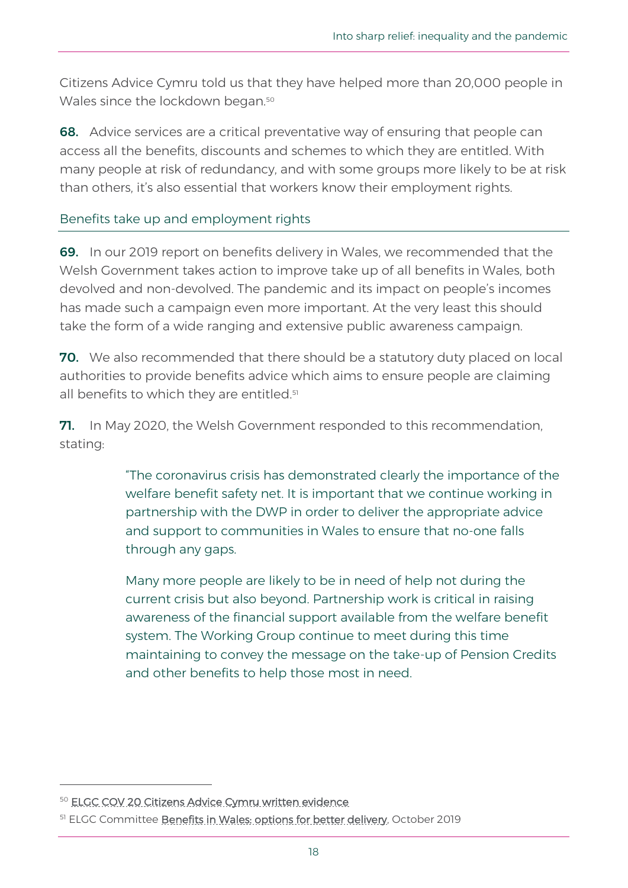Citizens Advice Cymru told us that they have helped more than 20,000 people in Wales since the lockdown began.[50]

**68.** Advice services are a critical preventative way of ensuring that people can access all the benefits, discounts and schemes to which they are entitled. With many people at risk of redundancy, and with some groups more likely to be at risk than others, it's also essential that workers know their employment rights.

### Benefits take up and employment rights

**69.** In our 2019 report on benefits delivery in Wales, we recommended that the Welsh Government takes action to improve take up of all benefits in Wales, both devolved and non-devolved. The pandemic and its impact on people's incomes has made such a campaign even more important. At the very least this should take the form of a wide ranging and extensive public awareness campaign.

**70.** We also recommended that there should be a statutory duty placed on local authorities to provide benefits advice which aims to ensure people are claiming all benefits to which they are entitled.[51]

**71.** In May 2020, the Welsh Government responded to this recommendation, stating:

> "The coronavirus crisis has demonstrated clearly the importance of the welfare benefit safety net. It is important that we continue working in partnership with the DWP in order to deliver the appropriate advice and support to communities in Wales to ensure that no-one falls through any gaps.
>
> Many more people are likely to be in need of help not during the current crisis but also beyond. Partnership work is critical in raising awareness of the financial support available from the welfare benefit system. The Working Group continue to meet during this time maintaining to convey the message on the take-up of Pension Credits and other benefits to help those most in need.

---

[50] ELGC COV 20 Citizens Advice Cymru written evidence

[51] ELGC Committee Benefits in Wales: options for better delivery, October 2019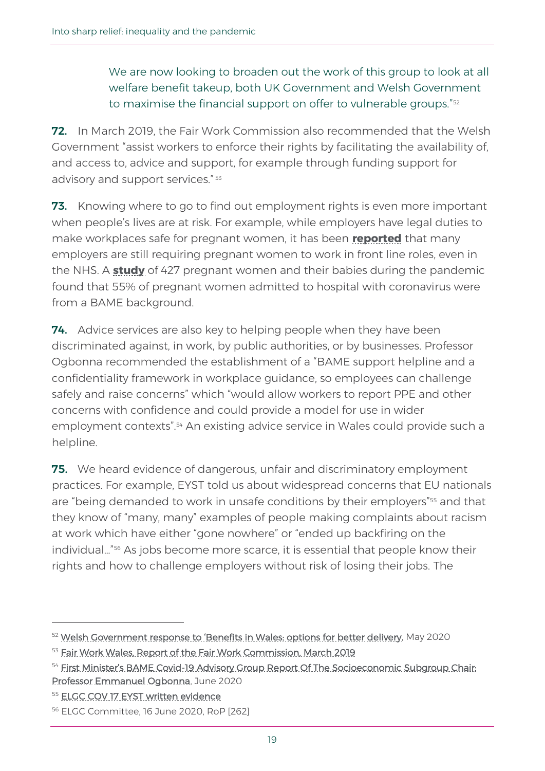> We are now looking to broaden out the work of this group to look at all welfare benefit takeup, both UK Government and Welsh Government to maximise the financial support on offer to vulnerable groups."[52]

**72.** In March 2019, the Fair Work Commission also recommended that the Welsh Government "assist workers to enforce their rights by facilitating the availability of, and access to, advice and support, for example through funding support for advisory and support services." [53]

**73.** Knowing where to go to find out employment rights is even more important when people's lives are at risk. For example, while employers have legal duties to make workplaces safe for pregnant women, it has been **reported** that many employers are still requiring pregnant women to work in front line roles, even in the NHS. A **study** of 427 pregnant women and their babies during the pandemic found that 55% of pregnant women admitted to hospital with coronavirus were from a BAME background.

**74.** Advice services are also key to helping people when they have been discriminated against, in work, by public authorities, or by businesses. Professor Ogbonna recommended the establishment of a "BAME support helpline and a confidentiality framework in workplace guidance, so employees can challenge safely and raise concerns" which "would allow workers to report PPE and other concerns with confidence and could provide a model for use in wider employment contexts".[54] An existing advice service in Wales could provide such a helpline.

**75.** We heard evidence of dangerous, unfair and discriminatory employment practices. For example, EYST told us about widespread concerns that EU nationals are "being demanded to work in unsafe conditions by their employers"[55] and that they know of "many, many" examples of people making complaints about racism at work which have either "gone nowhere" or "ended up backfiring on the individual…"[56] As jobs become more scarce, it is essential that people know their rights and how to challenge employers without risk of losing their jobs. The

---

[52] Welsh Government response to 'Benefits in Wales: options for better delivery, May 2020

[53] Fair Work Wales, Report of the Fair Work Commission, March 2019

[54] First Minister's BAME Covid-19 Advisory Group Report Of The Socioeconomic Subgroup Chair: Professor Emmanuel Ogbonna, June 2020

[55] ELGC COV 17 EYST written evidence

[56] ELGC Committee, 16 June 2020, RoP [262]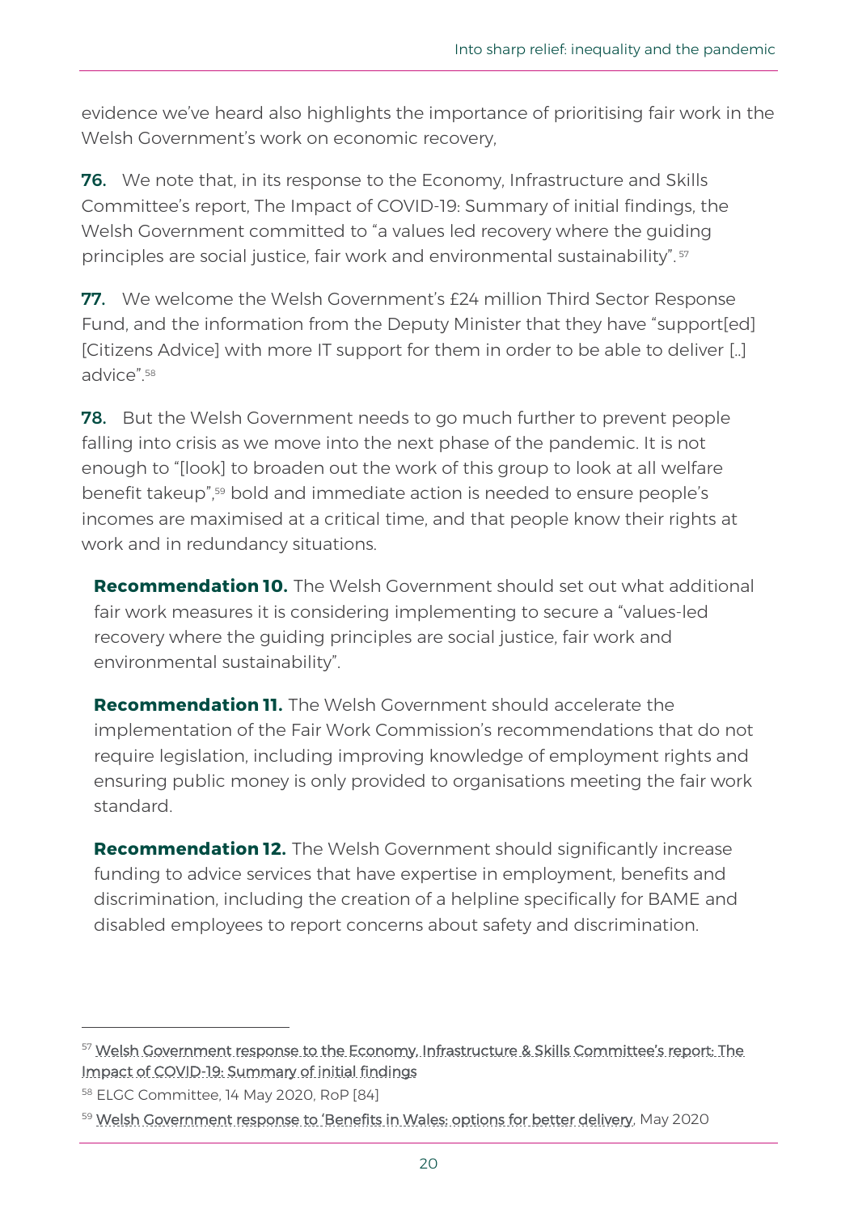evidence we've heard also highlights the importance of prioritising fair work in the Welsh Government's work on economic recovery,

**76.** We note that, in its response to the Economy, Infrastructure and Skills Committee's report, The Impact of COVID-19: Summary of initial findings, the Welsh Government committed to "a values led recovery where the guiding principles are social justice, fair work and environmental sustainability".[57]

**77.** We welcome the Welsh Government's £24 million Third Sector Response Fund, and the information from the Deputy Minister that they have "support[ed] [Citizens Advice] with more IT support for them in order to be able to deliver [..] advice".[58]

**78.** But the Welsh Government needs to go much further to prevent people falling into crisis as we move into the next phase of the pandemic. It is not enough to "[look] to broaden out the work of this group to look at all welfare benefit takeup",[59] bold and immediate action is needed to ensure people's incomes are maximised at a critical time, and that people know their rights at work and in redundancy situations.

**Recommendation 10.** The Welsh Government should set out what additional fair work measures it is considering implementing to secure a "values-led recovery where the guiding principles are social justice, fair work and environmental sustainability".

**Recommendation 11.** The Welsh Government should accelerate the implementation of the Fair Work Commission's recommendations that do not require legislation, including improving knowledge of employment rights and ensuring public money is only provided to organisations meeting the fair work standard.

**Recommendation 12.** The Welsh Government should significantly increase funding to advice services that have expertise in employment, benefits and discrimination, including the creation of a helpline specifically for BAME and disabled employees to report concerns about safety and discrimination.

---

[57] Welsh Government response to the Economy, Infrastructure & Skills Committee's report: The Impact of COVID-19: Summary of initial findings

[58] ELGC Committee, 14 May 2020, RoP [84]

[59] Welsh Government response to 'Benefits in Wales: options for better delivery, May 2020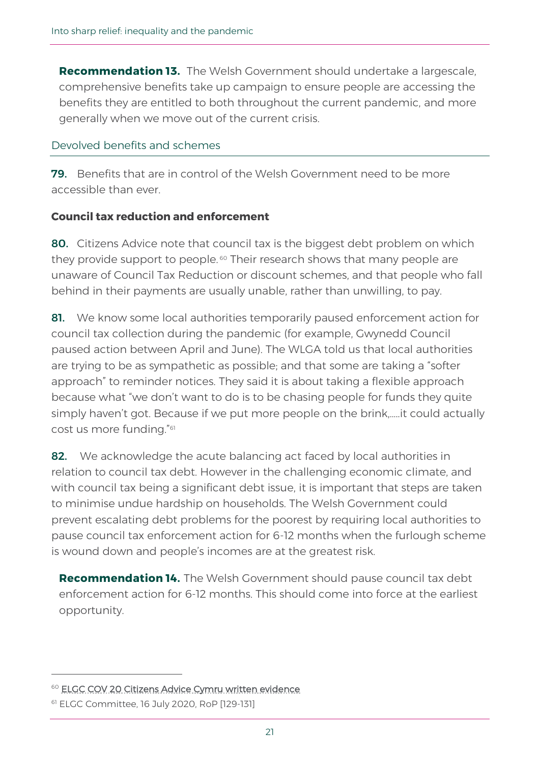**Recommendation 13.** The Welsh Government should undertake a largescale, comprehensive benefits take up campaign to ensure people are accessing the benefits they are entitled to both throughout the current pandemic, and more generally when we move out of the current crisis.

## Devolved benefits and schemes

**79.** Benefits that are in control of the Welsh Government need to be more accessible than ever.

### Council tax reduction and enforcement

**80.** Citizens Advice note that council tax is the biggest debt problem on which they provide support to people.[60] Their research shows that many people are unaware of Council Tax Reduction or discount schemes, and that people who fall behind in their payments are usually unable, rather than unwilling, to pay.

**81.** We know some local authorities temporarily paused enforcement action for council tax collection during the pandemic (for example, Gwynedd Council paused action between April and June). The WLGA told us that local authorities are trying to be as sympathetic as possible; and that some are taking a "softer approach" to reminder notices. They said it is about taking a flexible approach because what "we don't want to do is to be chasing people for funds they quite simply haven't got. Because if we put more people on the brink,.....it could actually cost us more funding."[61]

**82.** We acknowledge the acute balancing act faced by local authorities in relation to council tax debt. However in the challenging economic climate, and with council tax being a significant debt issue, it is important that steps are taken to minimise undue hardship on households. The Welsh Government could prevent escalating debt problems for the poorest by requiring local authorities to pause council tax enforcement action for 6-12 months when the furlough scheme is wound down and people's incomes are at the greatest risk.

**Recommendation 14.** The Welsh Government should pause council tax debt enforcement action for 6-12 months. This should come into force at the earliest opportunity.

---

[60] ELGC COV 20 Citizens Advice Cymru written evidence

[61] ELGC Committee, 16 July 2020, RoP [129-131]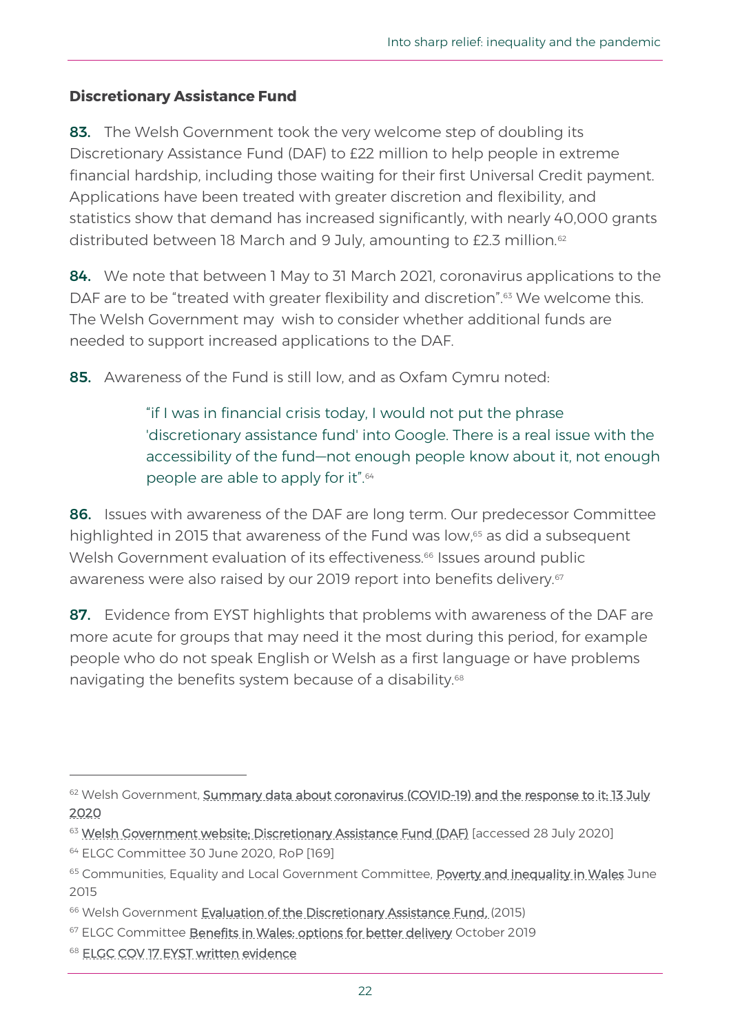## Discretionary Assistance Fund

**83.** The Welsh Government took the very welcome step of doubling its Discretionary Assistance Fund (DAF) to £22 million to help people in extreme financial hardship, including those waiting for their first Universal Credit payment. Applications have been treated with greater discretion and flexibility, and statistics show that demand has increased significantly, with nearly 40,000 grants distributed between 18 March and 9 July, amounting to £2.3 million.[62]

**84.** We note that between 1 May to 31 March 2021, coronavirus applications to the DAF are to be "treated with greater flexibility and discretion".[63] We welcome this. The Welsh Government may wish to consider whether additional funds are needed to support increased applications to the DAF.

**85.** Awareness of the Fund is still low, and as Oxfam Cymru noted:

> "if I was in financial crisis today, I would not put the phrase 'discretionary assistance fund' into Google. There is a real issue with the accessibility of the fund—not enough people know about it, not enough people are able to apply for it".[64]

**86.** Issues with awareness of the DAF are long term. Our predecessor Committee highlighted in 2015 that awareness of the Fund was low,[65] as did a subsequent Welsh Government evaluation of its effectiveness.[66] Issues around public awareness were also raised by our 2019 report into benefits delivery.[67]

**87.** Evidence from EYST highlights that problems with awareness of the DAF are more acute for groups that may need it the most during this period, for example people who do not speak English or Welsh as a first language or have problems navigating the benefits system because of a disability.[68]

---

[62] Welsh Government, Summary data about coronavirus (COVID-19) and the response to it: 13 July 2020

[63] Welsh Government website; Discretionary Assistance Fund (DAF) [accessed 28 July 2020]

[64] ELGC Committee 30 June 2020, RoP [169]

[65] Communities, Equality and Local Government Committee, Poverty and inequality in Wales June 2015

[66] Welsh Government Evaluation of the Discretionary Assistance Fund, (2015)

[67] ELGC Committee Benefits in Wales: options for better delivery October 2019

[68] ELGC COV 17 EYST written evidence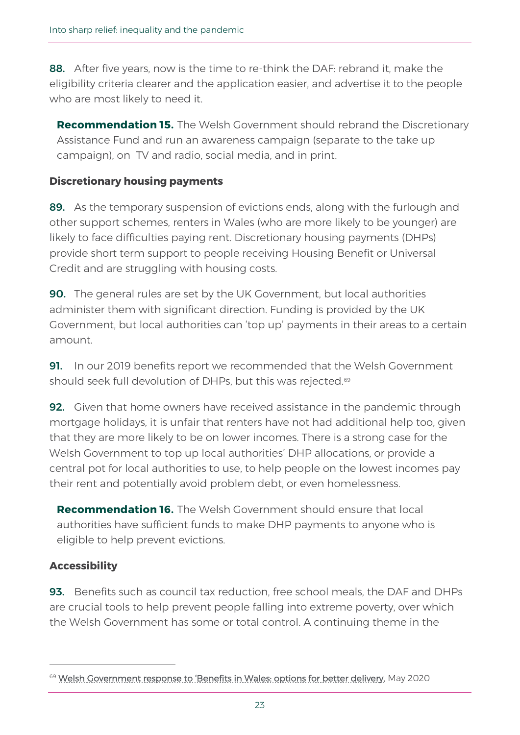**88.** After five years, now is the time to re-think the DAF: rebrand it, make the eligibility criteria clearer and the application easier, and advertise it to the people who are most likely to need it.

**Recommendation 15.** The Welsh Government should rebrand the Discretionary Assistance Fund and run an awareness campaign (separate to the take up campaign), on TV and radio, social media, and in print.

### Discretionary housing payments

**89.** As the temporary suspension of evictions ends, along with the furlough and other support schemes, renters in Wales (who are more likely to be younger) are likely to face difficulties paying rent. Discretionary housing payments (DHPs) provide short term support to people receiving Housing Benefit or Universal Credit and are struggling with housing costs.

**90.** The general rules are set by the UK Government, but local authorities administer them with significant direction. Funding is provided by the UK Government, but local authorities can 'top up' payments in their areas to a certain amount.

**91.** In our 2019 benefits report we recommended that the Welsh Government should seek full devolution of DHPs, but this was rejected.[69]

**92.** Given that home owners have received assistance in the pandemic through mortgage holidays, it is unfair that renters have not had additional help too, given that they are more likely to be on lower incomes. There is a strong case for the Welsh Government to top up local authorities' DHP allocations, or provide a central pot for local authorities to use, to help people on the lowest incomes pay their rent and potentially avoid problem debt, or even homelessness.

**Recommendation 16.** The Welsh Government should ensure that local authorities have sufficient funds to make DHP payments to anyone who is eligible to help prevent evictions.

### Accessibility

**93.** Benefits such as council tax reduction, free school meals, the DAF and DHPs are crucial tools to help prevent people falling into extreme poverty, over which the Welsh Government has some or total control. A continuing theme in the

[69] Welsh Government response to 'Benefits in Wales: options for better delivery, May 2020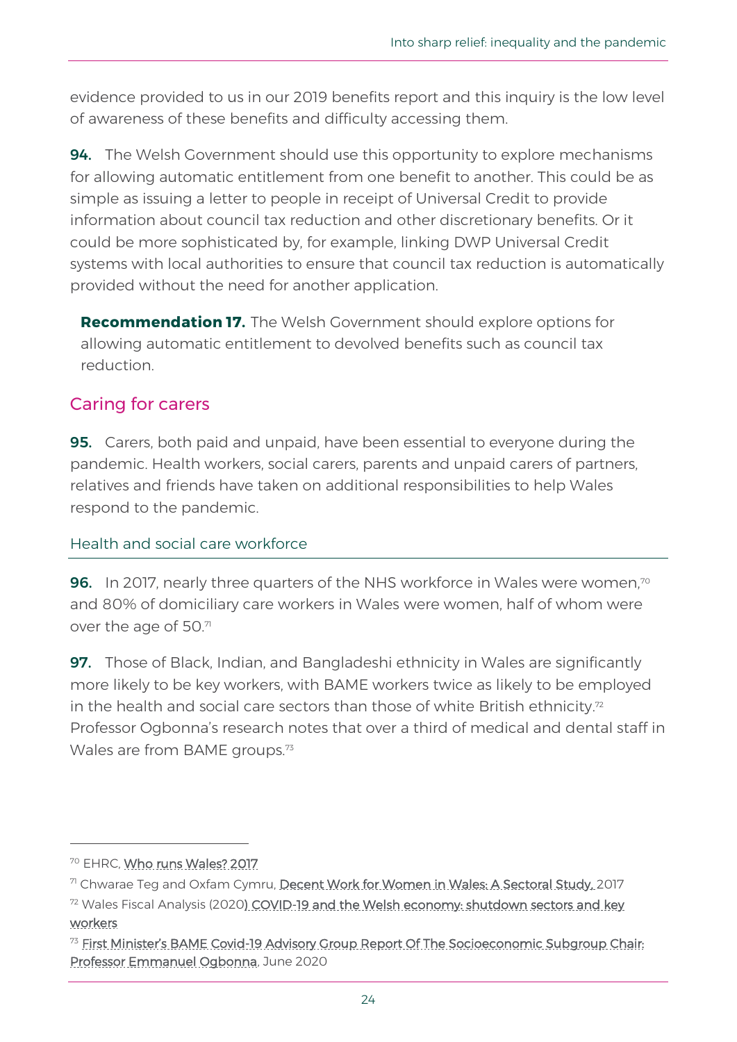evidence provided to us in our 2019 benefits report and this inquiry is the low level of awareness of these benefits and difficulty accessing them.

**94.** The Welsh Government should use this opportunity to explore mechanisms for allowing automatic entitlement from one benefit to another. This could be as simple as issuing a letter to people in receipt of Universal Credit to provide information about council tax reduction and other discretionary benefits. Or it could be more sophisticated by, for example, linking DWP Universal Credit systems with local authorities to ensure that council tax reduction is automatically provided without the need for another application.

**Recommendation 17.** The Welsh Government should explore options for allowing automatic entitlement to devolved benefits such as council tax reduction.

## Caring for carers

**95.** Carers, both paid and unpaid, have been essential to everyone during the pandemic. Health workers, social carers, parents and unpaid carers of partners, relatives and friends have taken on additional responsibilities to help Wales respond to the pandemic.

### Health and social care workforce

**96.** In 2017, nearly three quarters of the NHS workforce in Wales were women,[70] and 80% of domiciliary care workers in Wales were women, half of whom were over the age of 50.[71]

**97.** Those of Black, Indian, and Bangladeshi ethnicity in Wales are significantly more likely to be key workers, with BAME workers twice as likely to be employed in the health and social care sectors than those of white British ethnicity.[72] Professor Ogbonna's research notes that over a third of medical and dental staff in Wales are from BAME groups.[73]

---

[70] EHRC, Who runs Wales? 2017

[71] Chwarae Teg and Oxfam Cymru, Decent Work for Women in Wales: A Sectoral Study, 2017

[72] Wales Fiscal Analysis (2020) COVID-19 and the Welsh economy: shutdown sectors and key workers

[73] First Minister's BAME Covid-19 Advisory Group Report Of The Socioeconomic Subgroup Chair: Professor Emmanuel Ogbonna, June 2020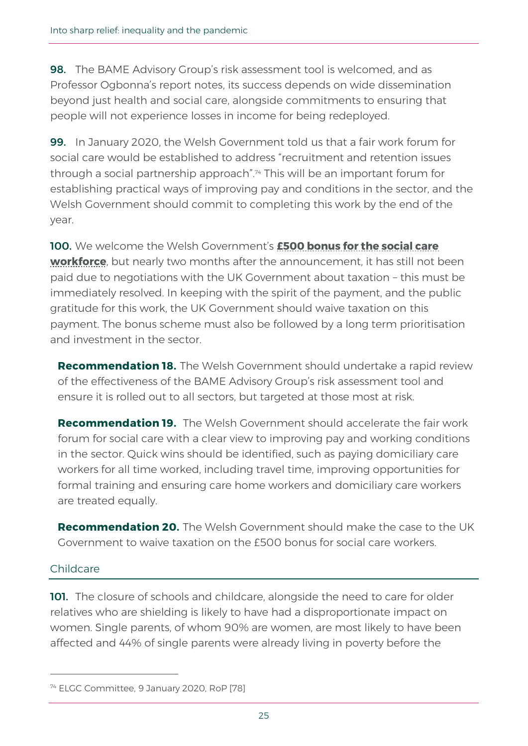**98.** The BAME Advisory Group's risk assessment tool is welcomed, and as Professor Ogbonna's report notes, its success depends on wide dissemination beyond just health and social care, alongside commitments to ensuring that people will not experience losses in income for being redeployed.

**99.** In January 2020, the Welsh Government told us that a fair work forum for social care would be established to address "recruitment and retention issues through a social partnership approach".[74] This will be an important forum for establishing practical ways of improving pay and conditions in the sector, and the Welsh Government should commit to completing this work by the end of the year.

**100.** We welcome the Welsh Government's **£500 bonus for the social care workforce**, but nearly two months after the announcement, it has still not been paid due to negotiations with the UK Government about taxation – this must be immediately resolved. In keeping with the spirit of the payment, and the public gratitude for this work, the UK Government should waive taxation on this payment. The bonus scheme must also be followed by a long term prioritisation and investment in the sector.

**Recommendation 18.** The Welsh Government should undertake a rapid review of the effectiveness of the BAME Advisory Group's risk assessment tool and ensure it is rolled out to all sectors, but targeted at those most at risk.

**Recommendation 19.** The Welsh Government should accelerate the fair work forum for social care with a clear view to improving pay and working conditions in the sector. Quick wins should be identified, such as paying domiciliary care workers for all time worked, including travel time, improving opportunities for formal training and ensuring care home workers and domiciliary care workers are treated equally.

**Recommendation 20.** The Welsh Government should make the case to the UK Government to waive taxation on the £500 bonus for social care workers.

## Childcare

**101.** The closure of schools and childcare, alongside the need to care for older relatives who are shielding is likely to have had a disproportionate impact on women. Single parents, of whom 90% are women, are most likely to have been affected and 44% of single parents were already living in poverty before the

---

[74] ELGC Committee, 9 January 2020, RoP [78]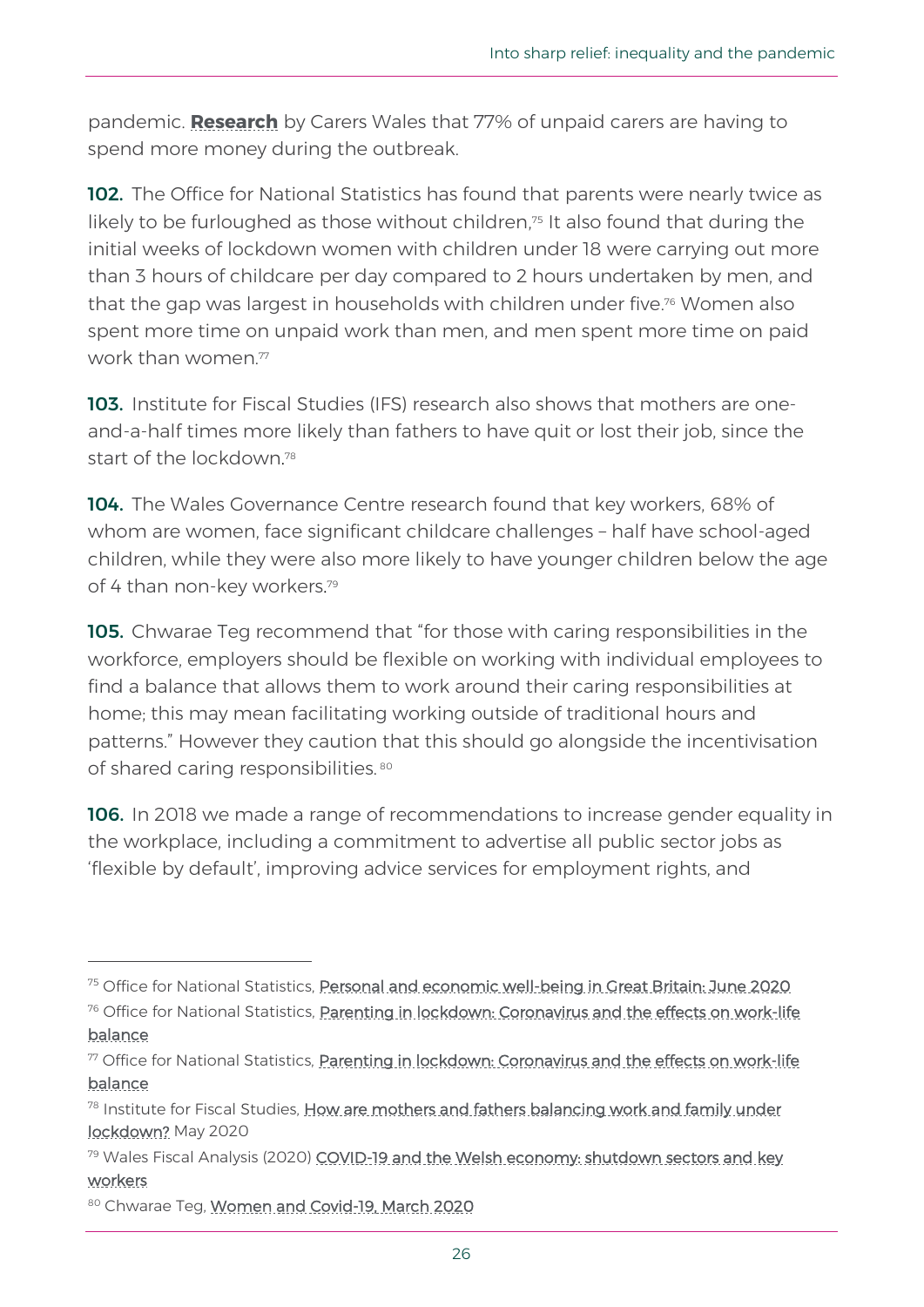pandemic. **Research** by Carers Wales that 77% of unpaid carers are having to spend more money during the outbreak.

**102.** The Office for National Statistics has found that parents were nearly twice as likely to be furloughed as those without children,[75] It also found that during the initial weeks of lockdown women with children under 18 were carrying out more than 3 hours of childcare per day compared to 2 hours undertaken by men, and that the gap was largest in households with children under five.[76] Women also spent more time on unpaid work than men, and men spent more time on paid work than women.[77]

**103.** Institute for Fiscal Studies (IFS) research also shows that mothers are one-and-a-half times more likely than fathers to have quit or lost their job, since the start of the lockdown.[78]

**104.** The Wales Governance Centre research found that key workers, 68% of whom are women, face significant childcare challenges – half have school-aged children, while they were also more likely to have younger children below the age of 4 than non-key workers.[79]

**105.** Chwarae Teg recommend that "for those with caring responsibilities in the workforce, employers should be flexible on working with individual employees to find a balance that allows them to work around their caring responsibilities at home; this may mean facilitating working outside of traditional hours and patterns." However they caution that this should go alongside the incentivisation of shared caring responsibilities.[80]

**106.** In 2018 we made a range of recommendations to increase gender equality in the workplace, including a commitment to advertise all public sector jobs as 'flexible by default', improving advice services for employment rights, and

---

[75] Office for National Statistics, Personal and economic well-being in Great Britain: June 2020

[76] Office for National Statistics, Parenting in lockdown: Coronavirus and the effects on work-life balance

[77] Office for National Statistics, Parenting in lockdown: Coronavirus and the effects on work-life balance

[78] Institute for Fiscal Studies, How are mothers and fathers balancing work and family under lockdown? May 2020

[79] Wales Fiscal Analysis (2020) COVID-19 and the Welsh economy: shutdown sectors and key workers

[80] Chwarae Teg, Women and Covid-19, March 2020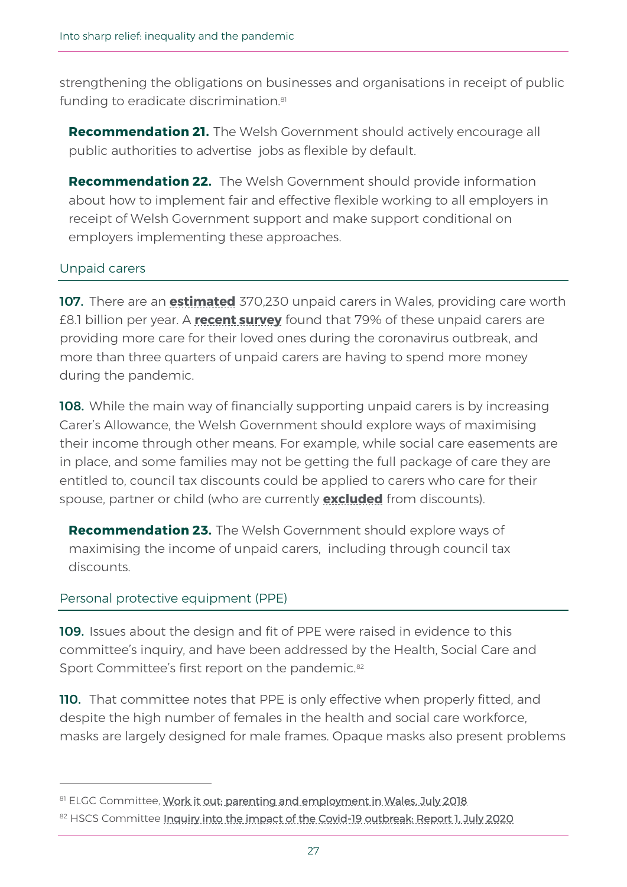strengthening the obligations on businesses and organisations in receipt of public funding to eradicate discrimination.[81]

**Recommendation 21.** The Welsh Government should actively encourage all public authorities to advertise jobs as flexible by default.

**Recommendation 22.** The Welsh Government should provide information about how to implement fair and effective flexible working to all employers in receipt of Welsh Government support and make support conditional on employers implementing these approaches.

## Unpaid carers

**107.** There are an **estimated** 370,230 unpaid carers in Wales, providing care worth £8.1 billion per year. A **recent survey** found that 79% of these unpaid carers are providing more care for their loved ones during the coronavirus outbreak, and more than three quarters of unpaid carers are having to spend more money during the pandemic.

**108.** While the main way of financially supporting unpaid carers is by increasing Carer's Allowance, the Welsh Government should explore ways of maximising their income through other means. For example, while social care easements are in place, and some families may not be getting the full package of care they are entitled to, council tax discounts could be applied to carers who care for their spouse, partner or child (who are currently **excluded** from discounts).

**Recommendation 23.** The Welsh Government should explore ways of maximising the income of unpaid carers, including through council tax discounts.

## Personal protective equipment (PPE)

**109.** Issues about the design and fit of PPE were raised in evidence to this committee's inquiry, and have been addressed by the Health, Social Care and Sport Committee's first report on the pandemic.[82]

**110.** That committee notes that PPE is only effective when properly fitted, and despite the high number of females in the health and social care workforce, masks are largely designed for male frames. Opaque masks also present problems

---

[81] ELGC Committee, Work it out: parenting and employment in Wales. July 2018

[82] HSCS Committee Inquiry into the impact of the Covid-19 outbreak: Report 1, July 2020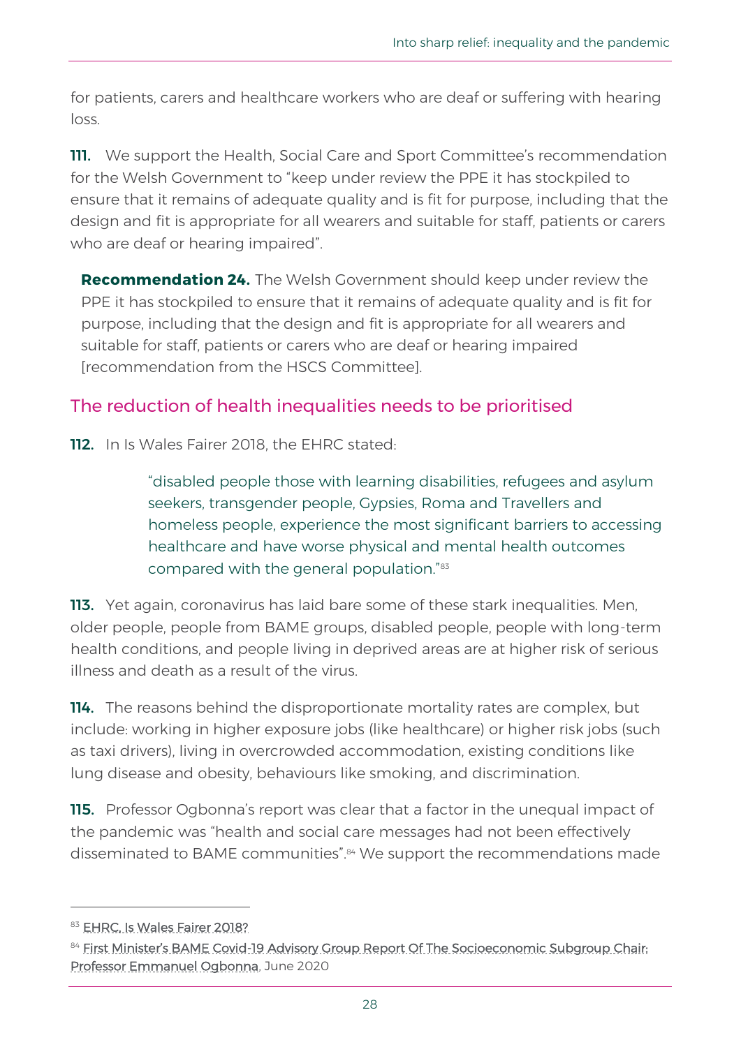for patients, carers and healthcare workers who are deaf or suffering with hearing loss.

**111.** We support the Health, Social Care and Sport Committee's recommendation for the Welsh Government to "keep under review the PPE it has stockpiled to ensure that it remains of adequate quality and is fit for purpose, including that the design and fit is appropriate for all wearers and suitable for staff, patients or carers who are deaf or hearing impaired".

> **Recommendation 24.** The Welsh Government should keep under review the PPE it has stockpiled to ensure that it remains of adequate quality and is fit for purpose, including that the design and fit is appropriate for all wearers and suitable for staff, patients or carers who are deaf or hearing impaired [recommendation from the HSCS Committee].

## The reduction of health inequalities needs to be prioritised

**112.** In Is Wales Fairer 2018, the EHRC stated:

> "disabled people those with learning disabilities, refugees and asylum seekers, transgender people, Gypsies, Roma and Travellers and homeless people, experience the most significant barriers to accessing healthcare and have worse physical and mental health outcomes compared with the general population."[83]

**113.** Yet again, coronavirus has laid bare some of these stark inequalities. Men, older people, people from BAME groups, disabled people, people with long-term health conditions, and people living in deprived areas are at higher risk of serious illness and death as a result of the virus.

**114.** The reasons behind the disproportionate mortality rates are complex, but include: working in higher exposure jobs (like healthcare) or higher risk jobs (such as taxi drivers), living in overcrowded accommodation, existing conditions like lung disease and obesity, behaviours like smoking, and discrimination.

**115.** Professor Ogbonna's report was clear that a factor in the unequal impact of the pandemic was "health and social care messages had not been effectively disseminated to BAME communities".[84] We support the recommendations made

---

[83] EHRC, Is Wales Fairer 2018?

[84] First Minister's BAME Covid-19 Advisory Group Report Of The Socioeconomic Subgroup Chair: Professor Emmanuel Ogbonna, June 2020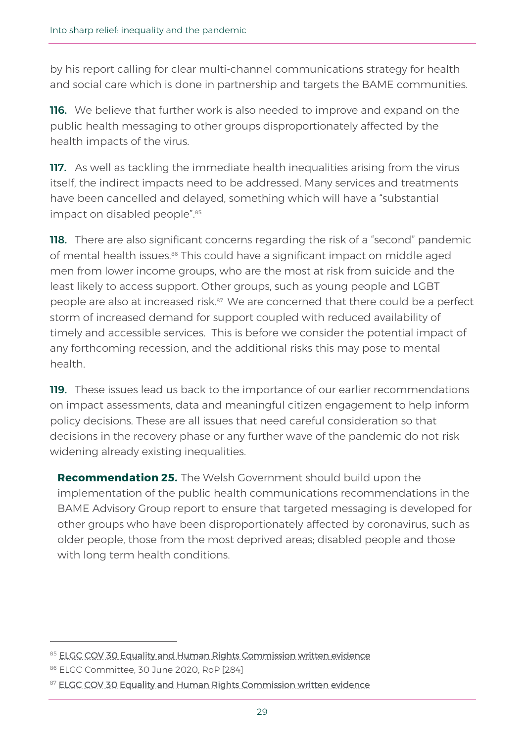by his report calling for clear multi-channel communications strategy for health and social care which is done in partnership and targets the BAME communities.

**116.** We believe that further work is also needed to improve and expand on the public health messaging to other groups disproportionately affected by the health impacts of the virus.

**117.** As well as tackling the immediate health inequalities arising from the virus itself, the indirect impacts need to be addressed. Many services and treatments have been cancelled and delayed, something which will have a "substantial impact on disabled people".[85]

**118.** There are also significant concerns regarding the risk of a "second" pandemic of mental health issues.[86] This could have a significant impact on middle aged men from lower income groups, who are the most at risk from suicide and the least likely to access support. Other groups, such as young people and LGBT people are also at increased risk.[87] We are concerned that there could be a perfect storm of increased demand for support coupled with reduced availability of timely and accessible services. This is before we consider the potential impact of any forthcoming recession, and the additional risks this may pose to mental health.

**119.** These issues lead us back to the importance of our earlier recommendations on impact assessments, data and meaningful citizen engagement to help inform policy decisions. These are all issues that need careful consideration so that decisions in the recovery phase or any further wave of the pandemic do not risk widening already existing inequalities.

> **Recommendation 25.** The Welsh Government should build upon the implementation of the public health communications recommendations in the BAME Advisory Group report to ensure that targeted messaging is developed for other groups who have been disproportionately affected by coronavirus, such as older people, those from the most deprived areas; disabled people and those with long term health conditions.

---

[85] ELGC COV 30 Equality and Human Rights Commission written evidence

[86] ELGC Committee, 30 June 2020, RoP [284]

[87] ELGC COV 30 Equality and Human Rights Commission written evidence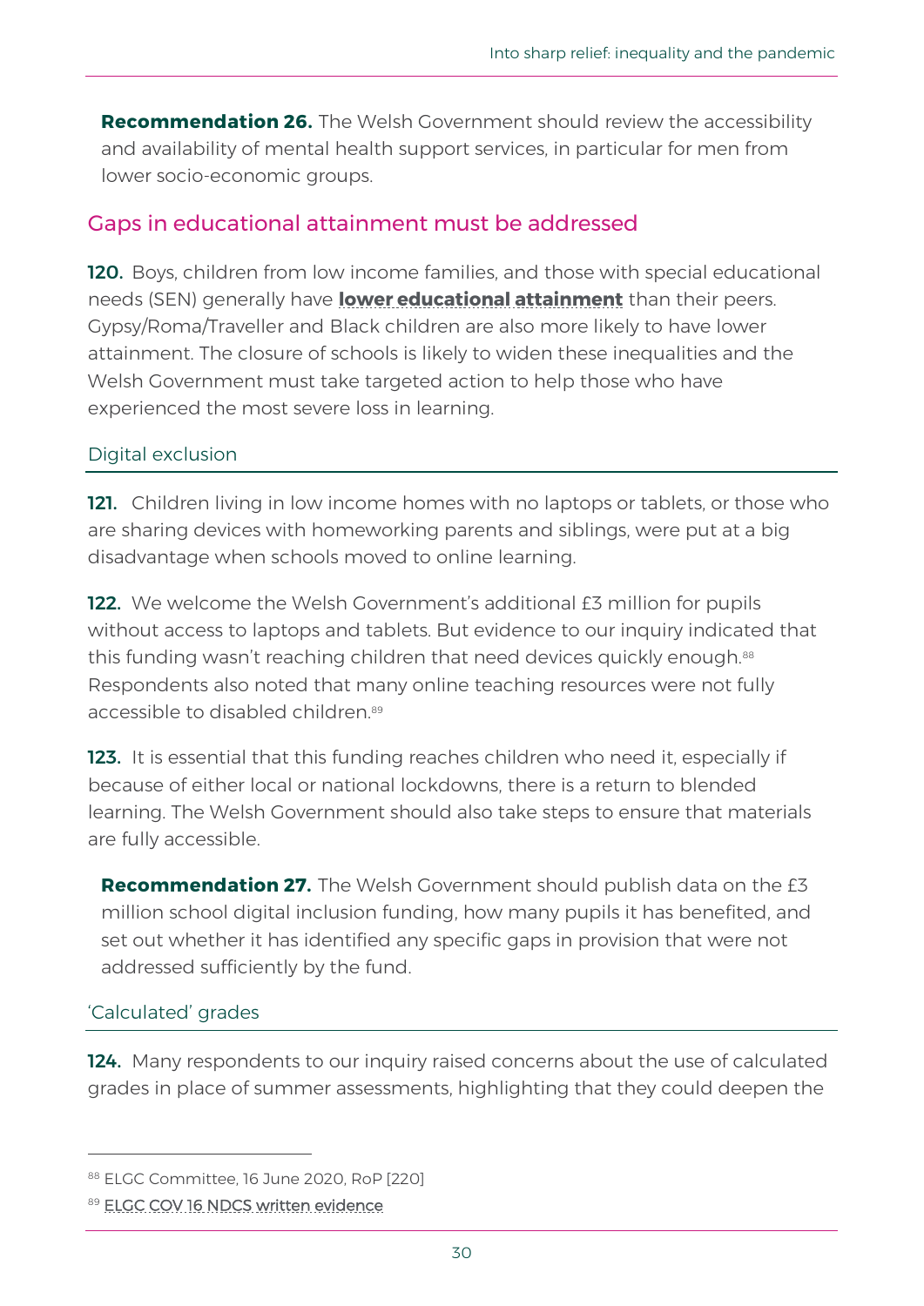**Recommendation 26.** The Welsh Government should review the accessibility and availability of mental health support services, in particular for men from lower socio-economic groups.

## Gaps in educational attainment must be addressed

**120.** Boys, children from low income families, and those with special educational needs (SEN) generally have **lower educational attainment** than their peers. Gypsy/Roma/Traveller and Black children are also more likely to have lower attainment. The closure of schools is likely to widen these inequalities and the Welsh Government must take targeted action to help those who have experienced the most severe loss in learning.

### Digital exclusion

**121.** Children living in low income homes with no laptops or tablets, or those who are sharing devices with homeworking parents and siblings, were put at a big disadvantage when schools moved to online learning.

**122.** We welcome the Welsh Government's additional £3 million for pupils without access to laptops and tablets. But evidence to our inquiry indicated that this funding wasn't reaching children that need devices quickly enough.[88] Respondents also noted that many online teaching resources were not fully accessible to disabled children.[89]

**123.** It is essential that this funding reaches children who need it, especially if because of either local or national lockdowns, there is a return to blended learning. The Welsh Government should also take steps to ensure that materials are fully accessible.

**Recommendation 27.** The Welsh Government should publish data on the £3 million school digital inclusion funding, how many pupils it has benefited, and set out whether it has identified any specific gaps in provision that were not addressed sufficiently by the fund.

### 'Calculated' grades

**124.** Many respondents to our inquiry raised concerns about the use of calculated grades in place of summer assessments, highlighting that they could deepen the

---

[88] ELGC Committee, 16 June 2020, RoP [220]

[89] ELGC COV 16 NDCS written evidence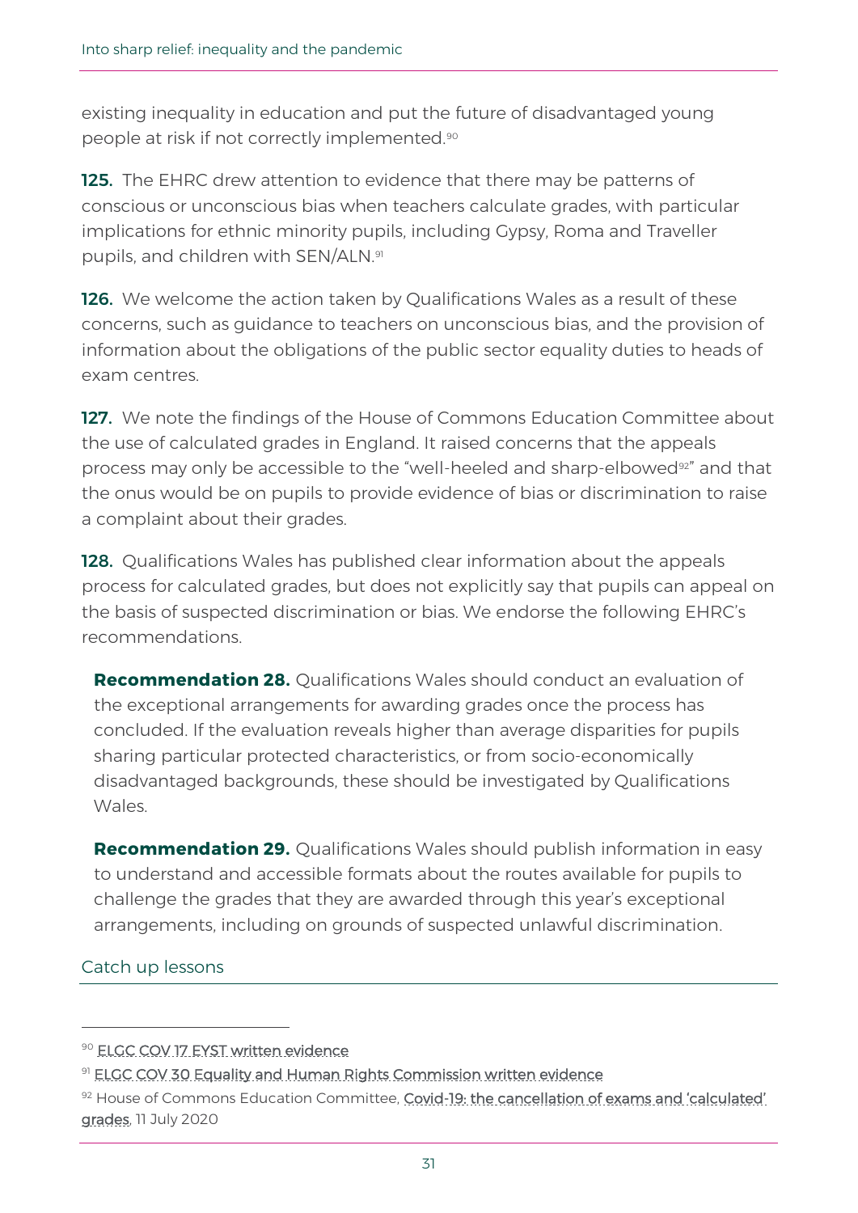existing inequality in education and put the future of disadvantaged young people at risk if not correctly implemented.[90]

**125.** The EHRC drew attention to evidence that there may be patterns of conscious or unconscious bias when teachers calculate grades, with particular implications for ethnic minority pupils, including Gypsy, Roma and Traveller pupils, and children with SEN/ALN.[91]

**126.** We welcome the action taken by Qualifications Wales as a result of these concerns, such as guidance to teachers on unconscious bias, and the provision of information about the obligations of the public sector equality duties to heads of exam centres.

**127.** We note the findings of the House of Commons Education Committee about the use of calculated grades in England. It raised concerns that the appeals process may only be accessible to the "well-heeled and sharp-elbowed[92]" and that the onus would be on pupils to provide evidence of bias or discrimination to raise a complaint about their grades.

**128.** Qualifications Wales has published clear information about the appeals process for calculated grades, but does not explicitly say that pupils can appeal on the basis of suspected discrimination or bias. We endorse the following EHRC's recommendations.

> **Recommendation 28.** Qualifications Wales should conduct an evaluation of the exceptional arrangements for awarding grades once the process has concluded. If the evaluation reveals higher than average disparities for pupils sharing particular protected characteristics, or from socio-economically disadvantaged backgrounds, these should be investigated by Qualifications Wales.

> **Recommendation 29.** Qualifications Wales should publish information in easy to understand and accessible formats about the routes available for pupils to challenge the grades that they are awarded through this year's exceptional arrangements, including on grounds of suspected unlawful discrimination.

## Catch up lessons

---

[90] ELGC COV 17 EYST written evidence

[91] ELGC COV 30 Equality and Human Rights Commission written evidence

[92] House of Commons Education Committee, Covid-19: the cancellation of exams and 'calculated' grades, 11 July 2020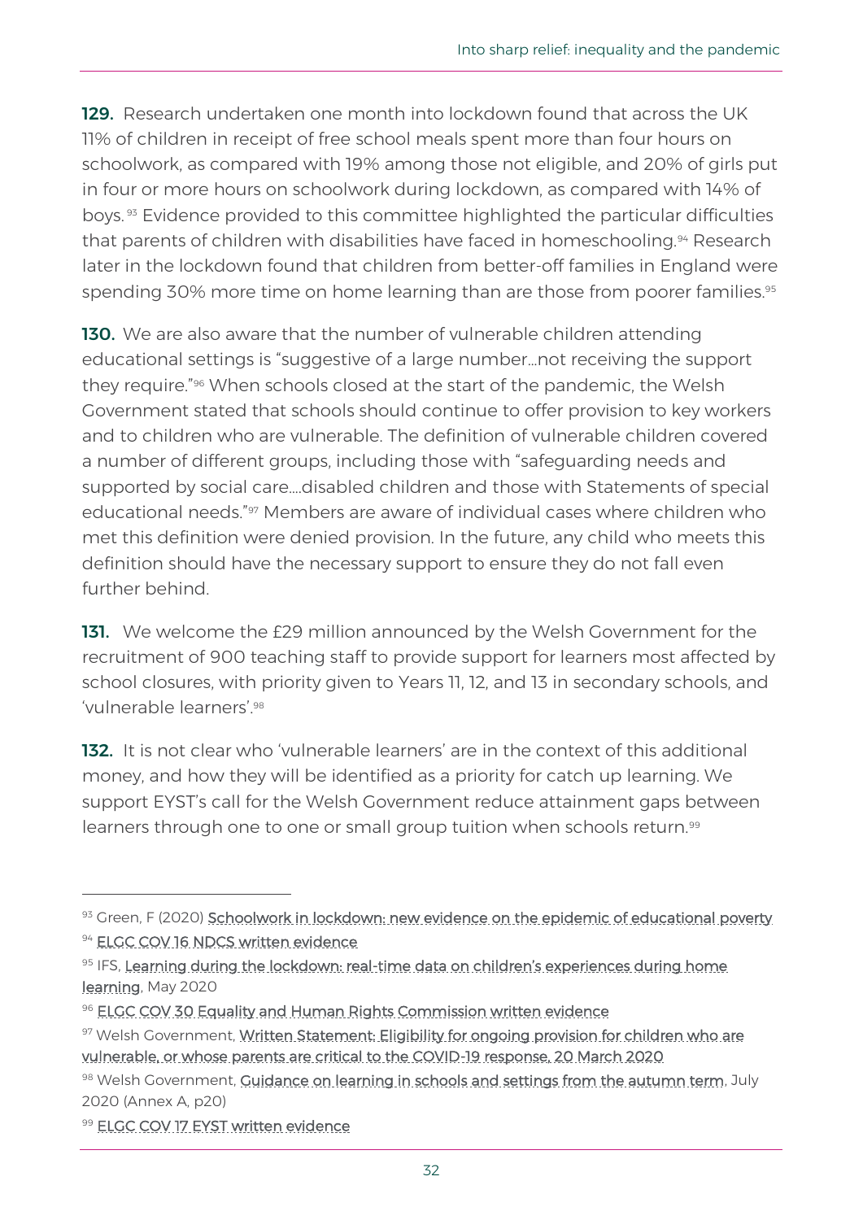**129.** Research undertaken one month into lockdown found that across the UK 11% of children in receipt of free school meals spent more than four hours on schoolwork, as compared with 19% among those not eligible, and 20% of girls put in four or more hours on schoolwork during lockdown, as compared with 14% of boys.[93] Evidence provided to this committee highlighted the particular difficulties that parents of children with disabilities have faced in homeschooling.[94] Research later in the lockdown found that children from better-off families in England were spending 30% more time on home learning than are those from poorer families.[95]

**130.** We are also aware that the number of vulnerable children attending educational settings is "suggestive of a large number…not receiving the support they require."[96] When schools closed at the start of the pandemic, the Welsh Government stated that schools should continue to offer provision to key workers and to children who are vulnerable. The definition of vulnerable children covered a number of different groups, including those with "safeguarding needs and supported by social care….disabled children and those with Statements of special educational needs."[97] Members are aware of individual cases where children who met this definition were denied provision. In the future, any child who meets this definition should have the necessary support to ensure they do not fall even further behind.

**131.** We welcome the £29 million announced by the Welsh Government for the recruitment of 900 teaching staff to provide support for learners most affected by school closures, with priority given to Years 11, 12, and 13 in secondary schools, and 'vulnerable learners'.[98]

**132.** It is not clear who 'vulnerable learners' are in the context of this additional money, and how they will be identified as a priority for catch up learning. We support EYST's call for the Welsh Government reduce attainment gaps between learners through one to one or small group tuition when schools return.[99]

---

[93] Green, F (2020) Schoolwork in lockdown: new evidence on the epidemic of educational poverty

[94] ELGC COV 16 NDCS written evidence

[95] IFS, Learning during the lockdown: real-time data on children's experiences during home learning, May 2020

[96] ELGC COV 30 Equality and Human Rights Commission written evidence

[97] Welsh Government, Written Statement: Eligibility for ongoing provision for children who are vulnerable, or whose parents are critical to the COVID-19 response, 20 March 2020

[98] Welsh Government, Guidance on learning in schools and settings from the autumn term, July 2020 (Annex A, p20)

[99] ELGC COV 17 EYST written evidence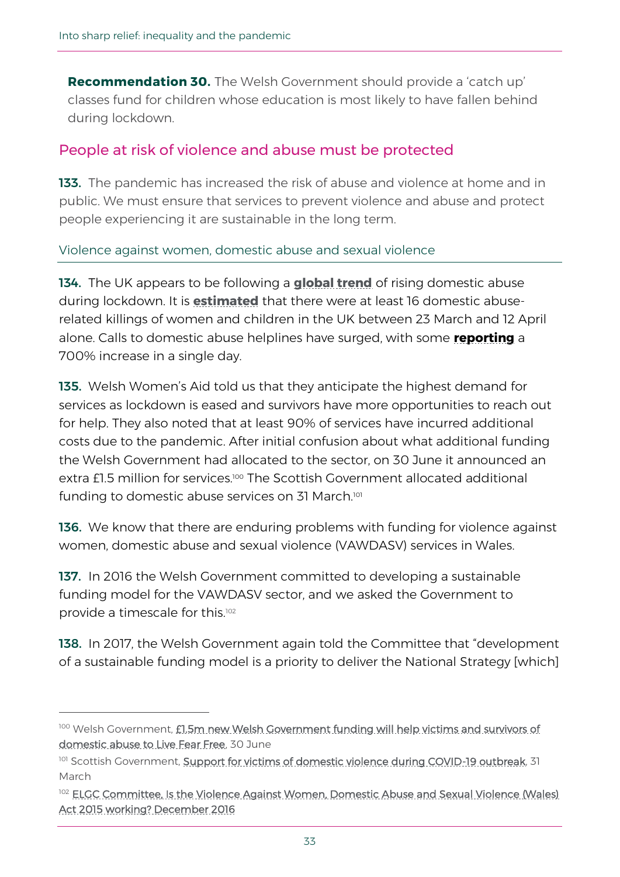**Recommendation 30.** The Welsh Government should provide a 'catch up' classes fund for children whose education is most likely to have fallen behind during lockdown.

## People at risk of violence and abuse must be protected

**133.** The pandemic has increased the risk of abuse and violence at home and in public. We must ensure that services to prevent violence and abuse and protect people experiencing it are sustainable in the long term.

### Violence against women, domestic abuse and sexual violence

**134.** The UK appears to be following a **global trend** of rising domestic abuse during lockdown. It is **estimated** that there were at least 16 domestic abuse-related killings of women and children in the UK between 23 March and 12 April alone. Calls to domestic abuse helplines have surged, with some **reporting** a 700% increase in a single day.

**135.** Welsh Women's Aid told us that they anticipate the highest demand for services as lockdown is eased and survivors have more opportunities to reach out for help. They also noted that at least 90% of services have incurred additional costs due to the pandemic. After initial confusion about what additional funding the Welsh Government had allocated to the sector, on 30 June it announced an extra £1.5 million for services.[100] The Scottish Government allocated additional funding to domestic abuse services on 31 March.[101]

**136.** We know that there are enduring problems with funding for violence against women, domestic abuse and sexual violence (VAWDASV) services in Wales.

**137.** In 2016 the Welsh Government committed to developing a sustainable funding model for the VAWDASV sector, and we asked the Government to provide a timescale for this.[102]

**138.** In 2017, the Welsh Government again told the Committee that "development of a sustainable funding model is a priority to deliver the National Strategy [which]

---

[100] Welsh Government, £1.5m new Welsh Government funding will help victims and survivors of domestic abuse to Live Fear Free, 30 June

[101] Scottish Government, Support for victims of domestic violence during COVID-19 outbreak, 31 March

[102] ELGC Committee, Is the Violence Against Women, Domestic Abuse and Sexual Violence (Wales) Act 2015 working? December 2016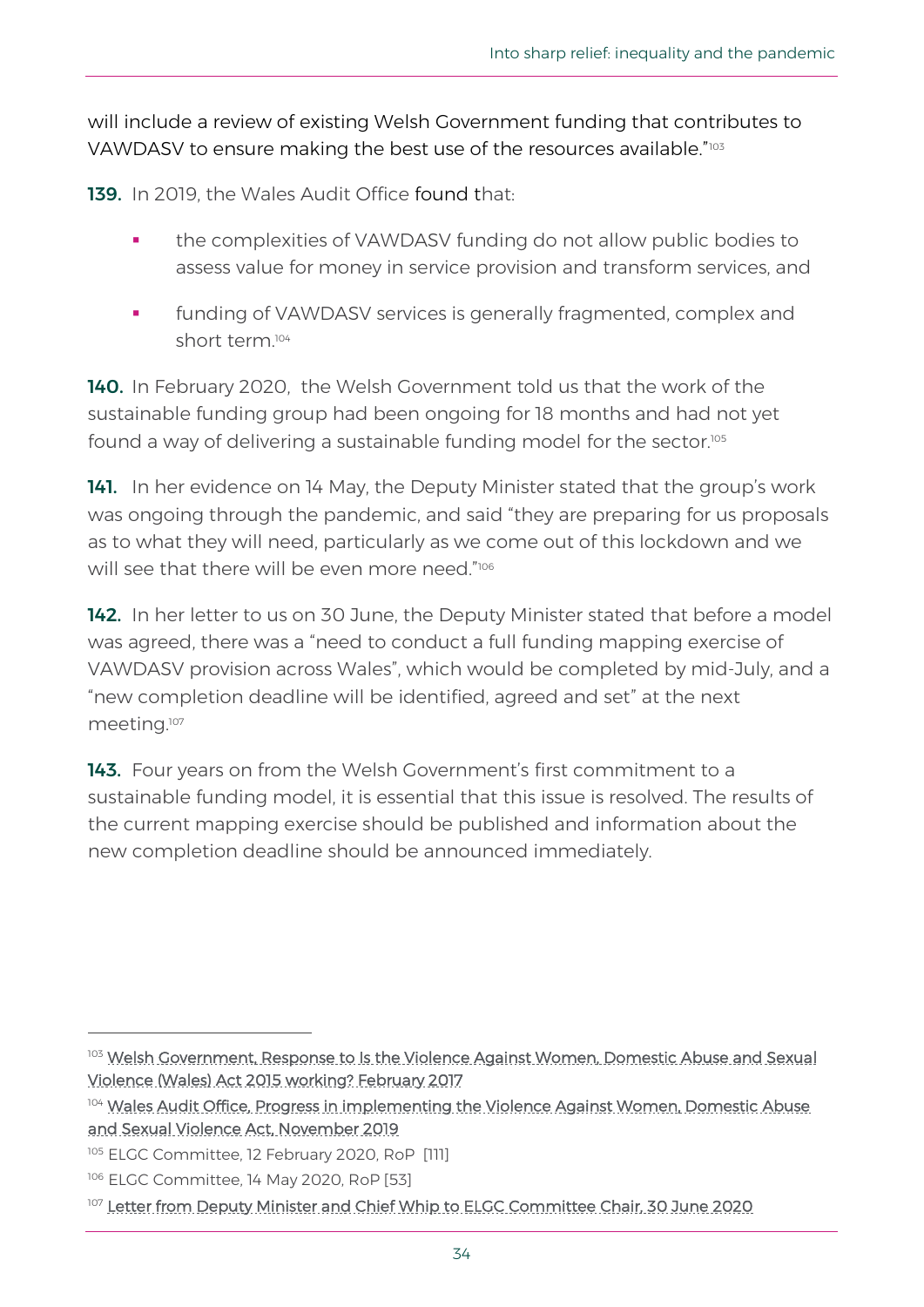will include a review of existing Welsh Government funding that contributes to VAWDASV to ensure making the best use of the resources available."[103]

**139.** In 2019, the Wales Audit Office found that:

- the complexities of VAWDASV funding do not allow public bodies to assess value for money in service provision and transform services, and
- funding of VAWDASV services is generally fragmented, complex and short term.[104]

**140.** In February 2020, the Welsh Government told us that the work of the sustainable funding group had been ongoing for 18 months and had not yet found a way of delivering a sustainable funding model for the sector.[105]

**141.** In her evidence on 14 May, the Deputy Minister stated that the group's work was ongoing through the pandemic, and said "they are preparing for us proposals as to what they will need, particularly as we come out of this lockdown and we will see that there will be even more need."[106]

**142.** In her letter to us on 30 June, the Deputy Minister stated that before a model was agreed, there was a "need to conduct a full funding mapping exercise of VAWDASV provision across Wales", which would be completed by mid-July, and a "new completion deadline will be identified, agreed and set" at the next meeting.[107]

**143.** Four years on from the Welsh Government's first commitment to a sustainable funding model, it is essential that this issue is resolved. The results of the current mapping exercise should be published and information about the new completion deadline should be announced immediately.

---

[103] Welsh Government, Response to Is the Violence Against Women, Domestic Abuse and Sexual Violence (Wales) Act 2015 working? February 2017

[104] Wales Audit Office, Progress in implementing the Violence Against Women, Domestic Abuse and Sexual Violence Act, November 2019

[105] ELGC Committee, 12 February 2020, RoP [111]

[106] ELGC Committee, 14 May 2020, RoP [53]

[107] Letter from Deputy Minister and Chief Whip to ELGC Committee Chair, 30 June 2020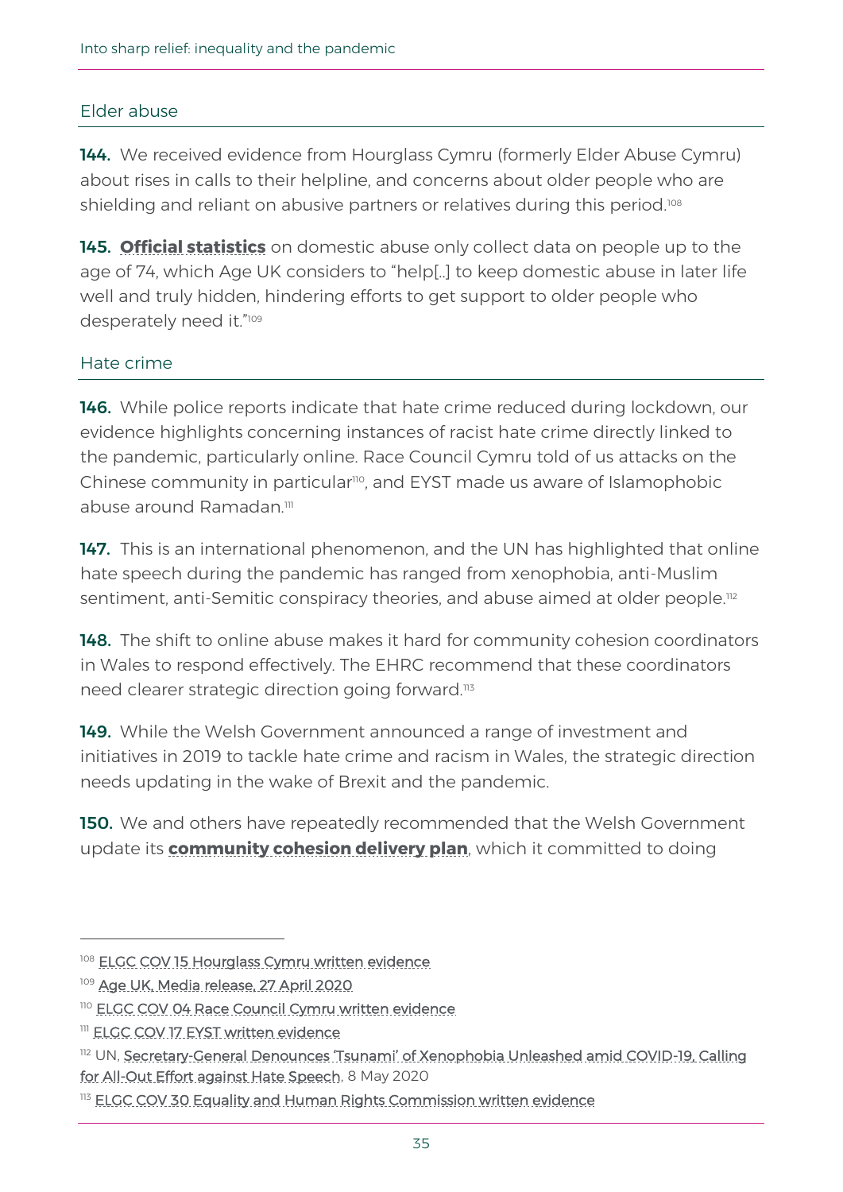### Elder abuse

**144.** We received evidence from Hourglass Cymru (formerly Elder Abuse Cymru) about rises in calls to their helpline, and concerns about older people who are shielding and reliant on abusive partners or relatives during this period.[108]

**145.** **Official statistics** on domestic abuse only collect data on people up to the age of 74, which Age UK considers to "help[..] to keep domestic abuse in later life well and truly hidden, hindering efforts to get support to older people who desperately need it."[109]

### Hate crime

**146.** While police reports indicate that hate crime reduced during lockdown, our evidence highlights concerning instances of racist hate crime directly linked to the pandemic, particularly online. Race Council Cymru told of us attacks on the Chinese community in particular[110], and EYST made us aware of Islamophobic abuse around Ramadan.[111]

**147.** This is an international phenomenon, and the UN has highlighted that online hate speech during the pandemic has ranged from xenophobia, anti-Muslim sentiment, anti-Semitic conspiracy theories, and abuse aimed at older people.[112]

**148.** The shift to online abuse makes it hard for community cohesion coordinators in Wales to respond effectively. The EHRC recommend that these coordinators need clearer strategic direction going forward.[113]

**149.** While the Welsh Government announced a range of investment and initiatives in 2019 to tackle hate crime and racism in Wales, the strategic direction needs updating in the wake of Brexit and the pandemic.

**150.** We and others have repeatedly recommended that the Welsh Government update its **community cohesion delivery plan**, which it committed to doing

---

[108] ELGC COV 15 Hourglass Cymru written evidence

[109] Age UK, Media release, 27 April 2020

[110] ELGC COV 04 Race Council Cymru written evidence

[111] ELGC COV 17 EYST written evidence

[112] UN, Secretary-General Denounces 'Tsunami' of Xenophobia Unleashed amid COVID-19, Calling for All-Out Effort against Hate Speech, 8 May 2020

[113] ELGC COV 30 Equality and Human Rights Commission written evidence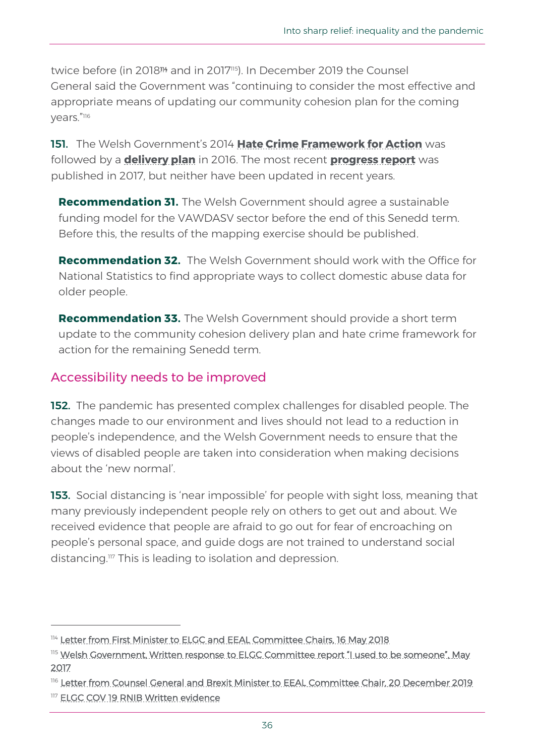twice before (in 2018[114] and in 2017[115]). In December 2019 the Counsel General said the Government was "continuing to consider the most effective and appropriate means of updating our community cohesion plan for the coming years."[116]

**151.** The Welsh Government's 2014 **Hate Crime Framework for Action** was followed by a **delivery plan** in 2016. The most recent **progress report** was published in 2017, but neither have been updated in recent years.

> **Recommendation 31.** The Welsh Government should agree a sustainable funding model for the VAWDASV sector before the end of this Senedd term. Before this, the results of the mapping exercise should be published.
>
> **Recommendation 32.** The Welsh Government should work with the Office for National Statistics to find appropriate ways to collect domestic abuse data for older people.
>
> **Recommendation 33.** The Welsh Government should provide a short term update to the community cohesion delivery plan and hate crime framework for action for the remaining Senedd term.

## Accessibility needs to be improved

**152.** The pandemic has presented complex challenges for disabled people. The changes made to our environment and lives should not lead to a reduction in people's independence, and the Welsh Government needs to ensure that the views of disabled people are taken into consideration when making decisions about the 'new normal'.

**153.** Social distancing is 'near impossible' for people with sight loss, meaning that many previously independent people rely on others to get out and about. We received evidence that people are afraid to go out for fear of encroaching on people's personal space, and guide dogs are not trained to understand social distancing.[117] This is leading to isolation and depression.

---

[114] Letter from First Minister to ELGC and EEAL Committee Chairs, 16 May 2018

[115] Welsh Government, Written response to ELGC Committee report "I used to be someone", May 2017

[116] Letter from Counsel General and Brexit Minister to EEAL Committee Chair, 20 December 2019

[117] ELGC COV 19 RNIB Written evidence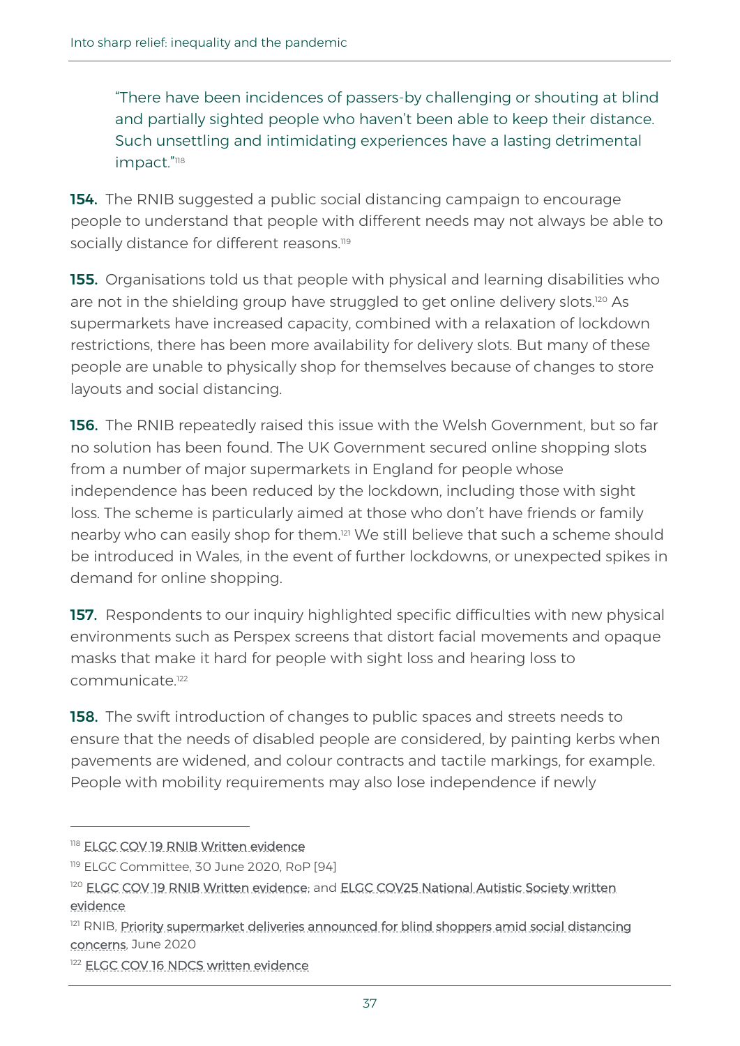"There have been incidences of passers-by challenging or shouting at blind and partially sighted people who haven't been able to keep their distance. Such unsettling and intimidating experiences have a lasting detrimental impact."[118]

**154.** The RNIB suggested a public social distancing campaign to encourage people to understand that people with different needs may not always be able to socially distance for different reasons.[119]

**155.** Organisations told us that people with physical and learning disabilities who are not in the shielding group have struggled to get online delivery slots.[120] As supermarkets have increased capacity, combined with a relaxation of lockdown restrictions, there has been more availability for delivery slots. But many of these people are unable to physically shop for themselves because of changes to store layouts and social distancing.

**156.** The RNIB repeatedly raised this issue with the Welsh Government, but so far no solution has been found. The UK Government secured online shopping slots from a number of major supermarkets in England for people whose independence has been reduced by the lockdown, including those with sight loss. The scheme is particularly aimed at those who don't have friends or family nearby who can easily shop for them.[121] We still believe that such a scheme should be introduced in Wales, in the event of further lockdowns, or unexpected spikes in demand for online shopping.

**157.** Respondents to our inquiry highlighted specific difficulties with new physical environments such as Perspex screens that distort facial movements and opaque masks that make it hard for people with sight loss and hearing loss to communicate.[122]

**158.** The swift introduction of changes to public spaces and streets needs to ensure that the needs of disabled people are considered, by painting kerbs when pavements are widened, and colour contracts and tactile markings, for example. People with mobility requirements may also lose independence if newly

---

[118] ELGC COV 19 RNIB Written evidence

[119] ELGC Committee, 30 June 2020, RoP [94]

[120] ELGC COV 19 RNIB Written evidence; and ELGC COV25 National Autistic Society written evidence

[121] RNIB, Priority supermarket deliveries announced for blind shoppers amid social distancing concerns, June 2020

[122] ELGC COV 16 NDCS written evidence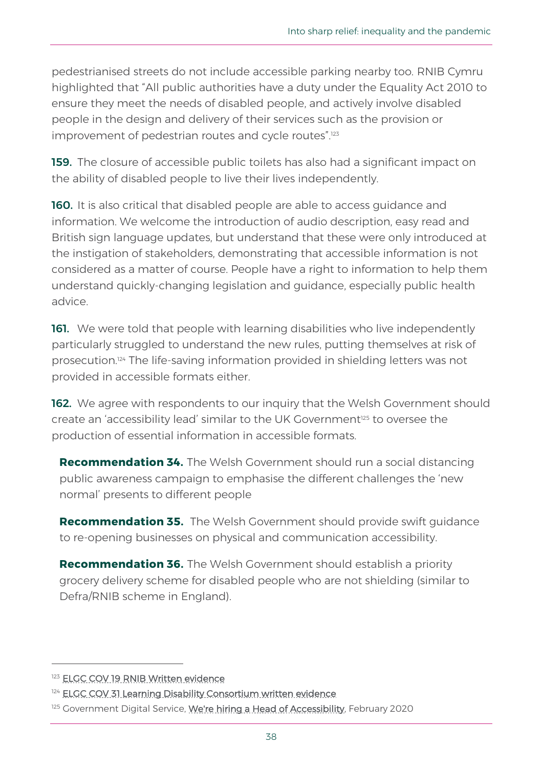pedestrianised streets do not include accessible parking nearby too. RNIB Cymru highlighted that "All public authorities have a duty under the Equality Act 2010 to ensure they meet the needs of disabled people, and actively involve disabled people in the design and delivery of their services such as the provision or improvement of pedestrian routes and cycle routes".[123]

**159.** The closure of accessible public toilets has also had a significant impact on the ability of disabled people to live their lives independently.

**160.** It is also critical that disabled people are able to access guidance and information. We welcome the introduction of audio description, easy read and British sign language updates, but understand that these were only introduced at the instigation of stakeholders, demonstrating that accessible information is not considered as a matter of course. People have a right to information to help them understand quickly-changing legislation and guidance, especially public health advice.

**161.** We were told that people with learning disabilities who live independently particularly struggled to understand the new rules, putting themselves at risk of prosecution.[124] The life-saving information provided in shielding letters was not provided in accessible formats either.

**162.** We agree with respondents to our inquiry that the Welsh Government should create an 'accessibility lead' similar to the UK Government[125] to oversee the production of essential information in accessible formats.

> **Recommendation 34.** The Welsh Government should run a social distancing public awareness campaign to emphasise the different challenges the 'new normal' presents to different people
>
> **Recommendation 35.** The Welsh Government should provide swift guidance to re-opening businesses on physical and communication accessibility.
>
> **Recommendation 36.** The Welsh Government should establish a priority grocery delivery scheme for disabled people who are not shielding (similar to Defra/RNIB scheme in England).

---

[123] ELGC COV 19 RNIB Written evidence

[124] ELGC COV 31 Learning Disability Consortium written evidence

[125] Government Digital Service, We're hiring a Head of Accessibility, February 2020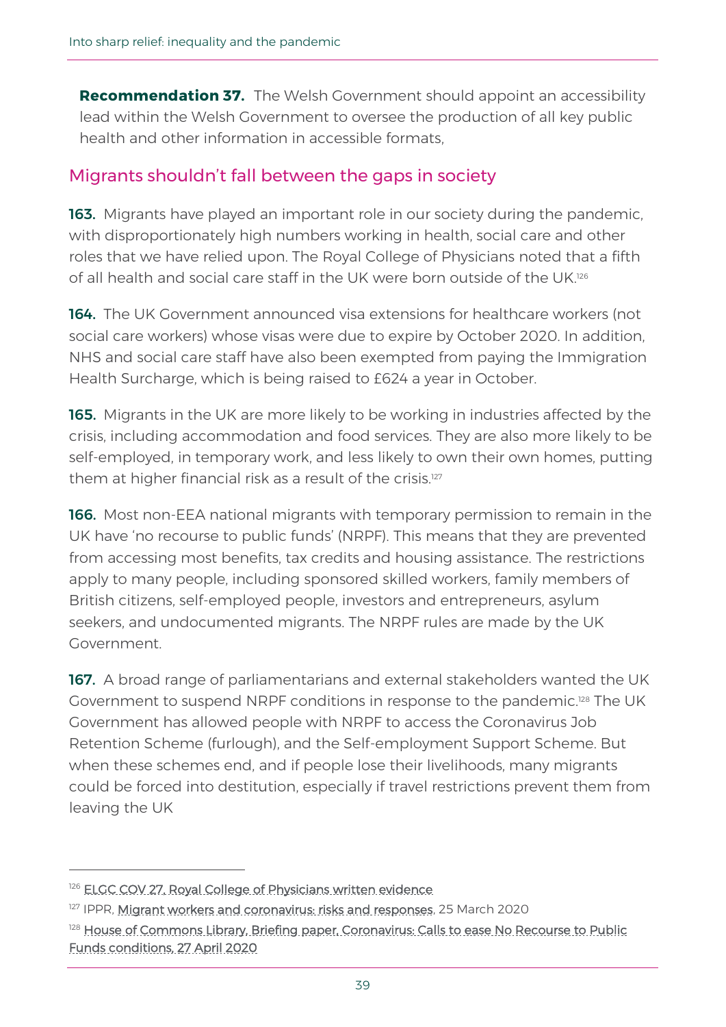**Recommendation 37.** The Welsh Government should appoint an accessibility lead within the Welsh Government to oversee the production of all key public health and other information in accessible formats,

## Migrants shouldn't fall between the gaps in society

**163.** Migrants have played an important role in our society during the pandemic, with disproportionately high numbers working in health, social care and other roles that we have relied upon. The Royal College of Physicians noted that a fifth of all health and social care staff in the UK were born outside of the UK.[126]

**164.** The UK Government announced visa extensions for healthcare workers (not social care workers) whose visas were due to expire by October 2020. In addition, NHS and social care staff have also been exempted from paying the Immigration Health Surcharge, which is being raised to £624 a year in October.

**165.** Migrants in the UK are more likely to be working in industries affected by the crisis, including accommodation and food services. They are also more likely to be self-employed, in temporary work, and less likely to own their own homes, putting them at higher financial risk as a result of the crisis.[127]

**166.** Most non-EEA national migrants with temporary permission to remain in the UK have 'no recourse to public funds' (NRPF). This means that they are prevented from accessing most benefits, tax credits and housing assistance. The restrictions apply to many people, including sponsored skilled workers, family members of British citizens, self-employed people, investors and entrepreneurs, asylum seekers, and undocumented migrants. The NRPF rules are made by the UK Government.

**167.** A broad range of parliamentarians and external stakeholders wanted the UK Government to suspend NRPF conditions in response to the pandemic.[128] The UK Government has allowed people with NRPF to access the Coronavirus Job Retention Scheme (furlough), and the Self-employment Support Scheme. But when these schemes end, and if people lose their livelihoods, many migrants could be forced into destitution, especially if travel restrictions prevent them from leaving the UK

---

[126] ELGC COV 27, Royal College of Physicians written evidence

[127] IPPR, Migrant workers and coronavirus: risks and responses, 25 March 2020

[128] House of Commons Library, Briefing paper, Coronavirus: Calls to ease No Recourse to Public Funds conditions, 27 April 2020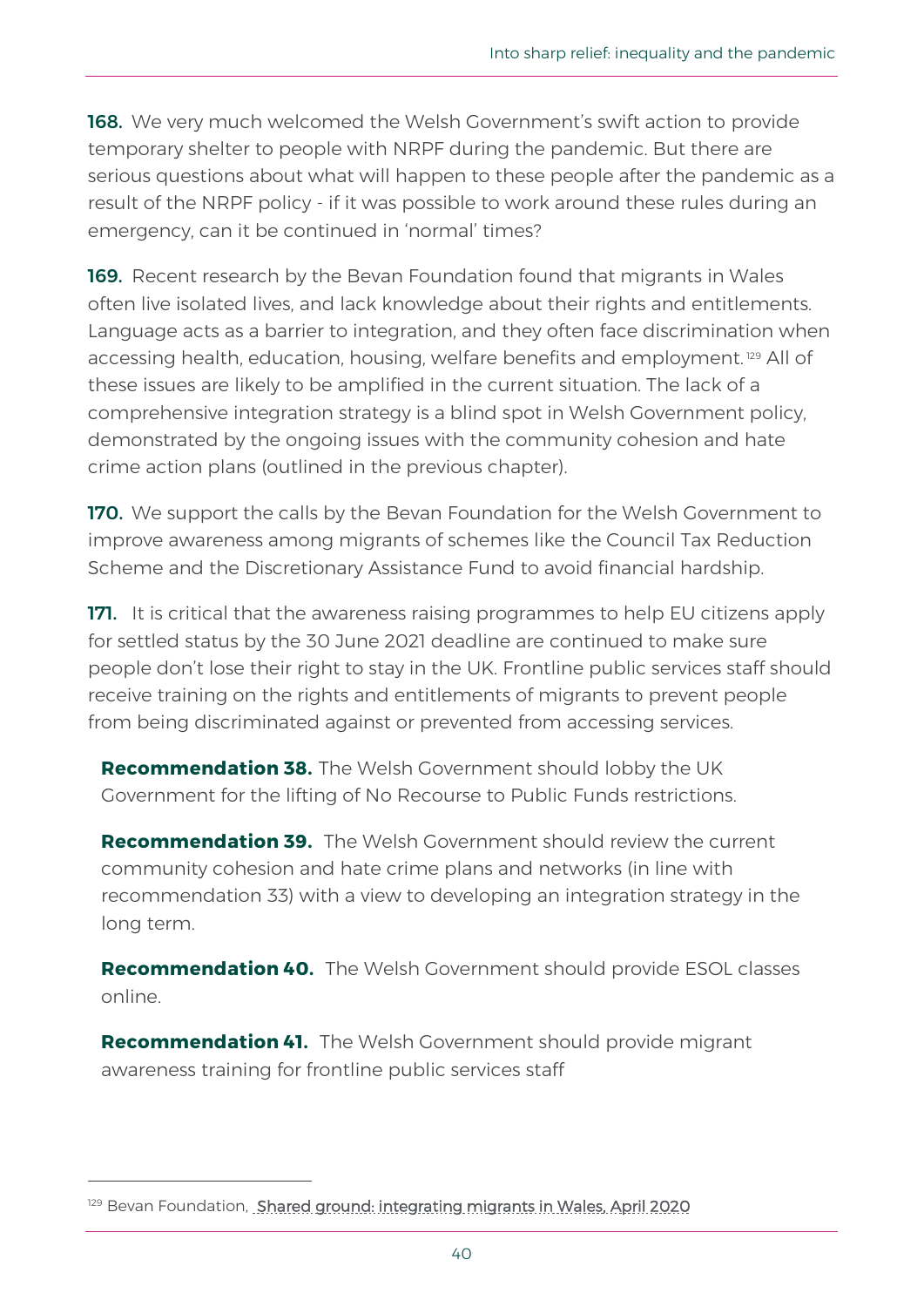**168.** We very much welcomed the Welsh Government's swift action to provide temporary shelter to people with NRPF during the pandemic. But there are serious questions about what will happen to these people after the pandemic as a result of the NRPF policy - if it was possible to work around these rules during an emergency, can it be continued in 'normal' times?

**169.** Recent research by the Bevan Foundation found that migrants in Wales often live isolated lives, and lack knowledge about their rights and entitlements. Language acts as a barrier to integration, and they often face discrimination when accessing health, education, housing, welfare benefits and employment.[129] All of these issues are likely to be amplified in the current situation. The lack of a comprehensive integration strategy is a blind spot in Welsh Government policy, demonstrated by the ongoing issues with the community cohesion and hate crime action plans (outlined in the previous chapter).

**170.** We support the calls by the Bevan Foundation for the Welsh Government to improve awareness among migrants of schemes like the Council Tax Reduction Scheme and the Discretionary Assistance Fund to avoid financial hardship.

**171.** It is critical that the awareness raising programmes to help EU citizens apply for settled status by the 30 June 2021 deadline are continued to make sure people don't lose their right to stay in the UK. Frontline public services staff should receive training on the rights and entitlements of migrants to prevent people from being discriminated against or prevented from accessing services.

**Recommendation 38.** The Welsh Government should lobby the UK Government for the lifting of No Recourse to Public Funds restrictions.

**Recommendation 39.** The Welsh Government should review the current community cohesion and hate crime plans and networks (in line with recommendation 33) with a view to developing an integration strategy in the long term.

**Recommendation 40.** The Welsh Government should provide ESOL classes online.

**Recommendation 41.** The Welsh Government should provide migrant awareness training for frontline public services staff

---

[129] Bevan Foundation, Shared ground: integrating migrants in Wales, April 2020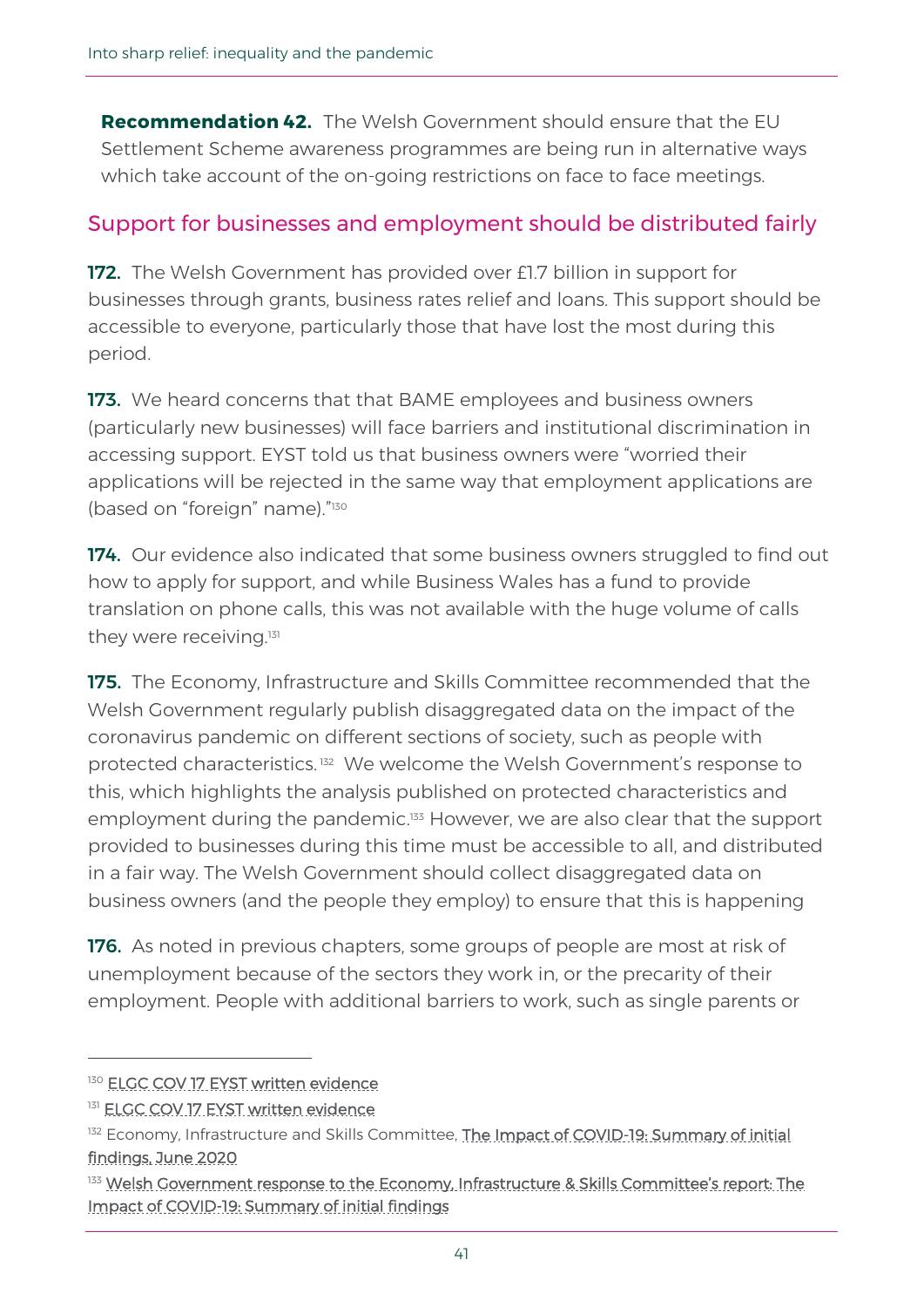**Recommendation 42.** The Welsh Government should ensure that the EU Settlement Scheme awareness programmes are being run in alternative ways which take account of the on-going restrictions on face to face meetings.

## Support for businesses and employment should be distributed fairly

**172.** The Welsh Government has provided over £1.7 billion in support for businesses through grants, business rates relief and loans. This support should be accessible to everyone, particularly those that have lost the most during this period.

**173.** We heard concerns that that BAME employees and business owners (particularly new businesses) will face barriers and institutional discrimination in accessing support. EYST told us that business owners were "worried their applications will be rejected in the same way that employment applications are (based on "foreign" name)."[130]

**174.** Our evidence also indicated that some business owners struggled to find out how to apply for support, and while Business Wales has a fund to provide translation on phone calls, this was not available with the huge volume of calls they were receiving.[131]

**175.** The Economy, Infrastructure and Skills Committee recommended that the Welsh Government regularly publish disaggregated data on the impact of the coronavirus pandemic on different sections of society, such as people with protected characteristics.[132] We welcome the Welsh Government's response to this, which highlights the analysis published on protected characteristics and employment during the pandemic.[133] However, we are also clear that the support provided to businesses during this time must be accessible to all, and distributed in a fair way. The Welsh Government should collect disaggregated data on business owners (and the people they employ) to ensure that this is happening

**176.** As noted in previous chapters, some groups of people are most at risk of unemployment because of the sectors they work in, or the precarity of their employment. People with additional barriers to work, such as single parents or

---

[130] ELGC COV 17 EYST written evidence

[131] ELGC COV 17 EYST written evidence

[132] Economy, Infrastructure and Skills Committee, The Impact of COVID-19: Summary of initial findings, June 2020

[133] Welsh Government response to the Economy, Infrastructure & Skills Committee's report: The Impact of COVID-19: Summary of initial findings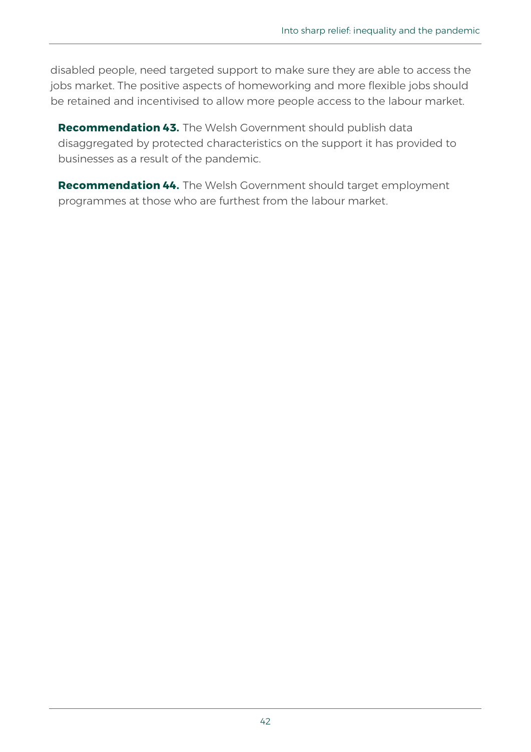disabled people, need targeted support to make sure they are able to access the jobs market. The positive aspects of homeworking and more flexible jobs should be retained and incentivised to allow more people access to the labour market.

**Recommendation 43.** The Welsh Government should publish data disaggregated by protected characteristics on the support it has provided to businesses as a result of the pandemic.

**Recommendation 44.** The Welsh Government should target employment programmes at those who are furthest from the labour market.